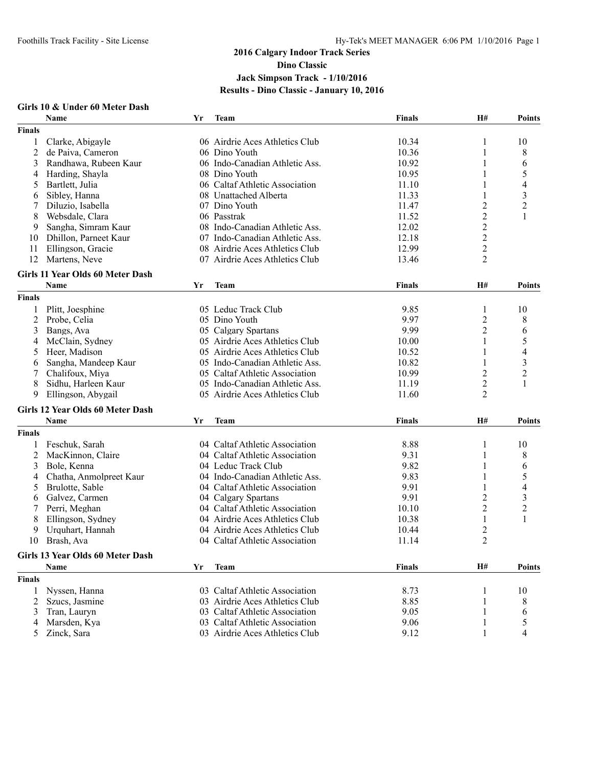# 2016 Calgary Indoor Track Series
## Dino Classic
### Jack Simpson Track - 1/10/2016
### Results - Dino Classic - January 10, 2016

**Girls 10 & Under 60 Meter Dash**

| | Name | Yr | Team | Finals | H# | Points |
|---|---|---|---|---|---|---|
| **Finals** | | | | | | |
| 1 | Clarke, Abigayle | 06 | Airdrie Aces Athletics Club | 10.34 | 1 | 10 |
| 2 | de Paiva, Cameron | 06 | Dino Youth | 10.36 | 1 | 8 |
| 3 | Randhawa, Rubeen Kaur | 06 | Indo-Canadian Athletic Ass. | 10.92 | 1 | 6 |
| 4 | Harding, Shayla | 08 | Dino Youth | 10.95 | 1 | 5 |
| 5 | Bartlett, Julia | 06 | Caltaf Athletic Association | 11.10 | 1 | 4 |
| 6 | Sibley, Hanna | 08 | Unattached Alberta | 11.33 | 1 | 3 |
| 7 | Diluzio, Isabella | 07 | Dino Youth | 11.47 | 2 | 2 |
| 8 | Websdale, Clara | 06 | Passtrak | 11.52 | 2 | 1 |
| 9 | Sangha, Simram Kaur | 08 | Indo-Canadian Athletic Ass. | 12.02 | 2 | |
| 10 | Dhillon, Parneet Kaur | 07 | Indo-Canadian Athletic Ass. | 12.18 | 2 | |
| 11 | Ellingson, Gracie | 08 | Airdrie Aces Athletics Club | 12.99 | 2 | |
| 12 | Martens, Neve | 07 | Airdrie Aces Athletics Club | 13.46 | 2 | |

**Girls 11 Year Olds 60 Meter Dash**

| | Name | Yr | Team | Finals | H# | Points |
|---|---|---|---|---|---|---|
| **Finals** | | | | | | |
| 1 | Plitt, Joesphine | 05 | Leduc Track Club | 9.85 | 1 | 10 |
| 2 | Probe, Celia | 05 | Dino Youth | 9.97 | 2 | 8 |
| 3 | Bangs, Ava | 05 | Calgary Spartans | 9.99 | 2 | 6 |
| 4 | McClain, Sydney | 05 | Airdrie Aces Athletics Club | 10.00 | 1 | 5 |
| 5 | Heer, Madison | 05 | Airdrie Aces Athletics Club | 10.52 | 1 | 4 |
| 6 | Sangha, Mandeep Kaur | 05 | Indo-Canadian Athletic Ass. | 10.82 | 1 | 3 |
| 7 | Chalifoux, Miya | 05 | Caltaf Athletic Association | 10.99 | 2 | 2 |
| 8 | Sidhu, Harleen Kaur | 05 | Indo-Canadian Athletic Ass. | 11.19 | 2 | 1 |
| 9 | Ellingson, Abygail | 05 | Airdrie Aces Athletics Club | 11.60 | 2 | |

**Girls 12 Year Olds 60 Meter Dash**

| | Name | Yr | Team | Finals | H# | Points |
|---|---|---|---|---|---|---|
| **Finals** | | | | | | |
| 1 | Feschuk, Sarah | 04 | Caltaf Athletic Association | 8.88 | 1 | 10 |
| 2 | MacKinnon, Claire | 04 | Caltaf Athletic Association | 9.31 | 1 | 8 |
| 3 | Bole, Kenna | 04 | Leduc Track Club | 9.82 | 1 | 6 |
| 4 | Chatha, Anmolpreet Kaur | 04 | Indo-Canadian Athletic Ass. | 9.83 | 1 | 5 |
| 5 | Brulotte, Sable | 04 | Caltaf Athletic Association | 9.91 | 1 | 4 |
| 6 | Galvez, Carmen | 04 | Calgary Spartans | 9.91 | 2 | 3 |
| 7 | Perri, Meghan | 04 | Caltaf Athletic Association | 10.10 | 2 | 2 |
| 8 | Ellingson, Sydney | 04 | Airdrie Aces Athletics Club | 10.38 | 1 | 1 |
| 9 | Urquhart, Hannah | 04 | Airdrie Aces Athletics Club | 10.44 | 2 | |
| 10 | Brash, Ava | 04 | Caltaf Athletic Association | 11.14 | 2 | |

**Girls 13 Year Olds 60 Meter Dash**

| | Name | Yr | Team | Finals | H# | Points |
|---|---|---|---|---|---|---|
| **Finals** | | | | | | |
| 1 | Nyssen, Hanna | 03 | Caltaf Athletic Association | 8.73 | 1 | 10 |
| 2 | Szucs, Jasmine | 03 | Airdrie Aces Athletics Club | 8.85 | 1 | 8 |
| 3 | Tran, Lauryn | 03 | Caltaf Athletic Association | 9.05 | 1 | 6 |
| 4 | Marsden, Kya | 03 | Caltaf Athletic Association | 9.06 | 1 | 5 |
| 5 | Zinck, Sara | 03 | Airdrie Aces Athletics Club | 9.12 | 1 | 4 |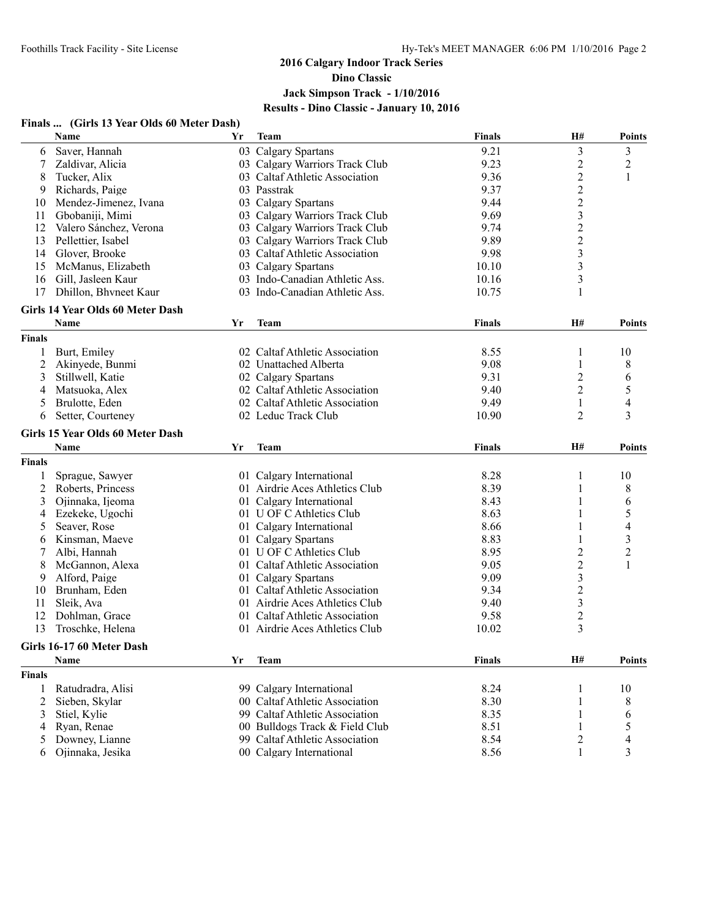## 2016 Calgary Indoor Track Series
## Dino Classic
## Jack Simpson Track - 1/10/2016
## Results - Dino Classic - January 10, 2016

### Finals ... (Girls 13 Year Olds 60 Meter Dash)

| | Name | Yr | Team | Finals | H# | Points |
|---|---|---|---|---|---|---|
| 6 | Saver, Hannah | 03 | Calgary Spartans | 9.21 | 3 | 3 |
| 7 | Zaldivar, Alicia | 03 | Calgary Warriors Track Club | 9.23 | 2 | 2 |
| 8 | Tucker, Alix | 03 | Caltaf Athletic Association | 9.36 | 2 | 1 |
| 9 | Richards, Paige | 03 | Passtrak | 9.37 | 2 | |
| 10 | Mendez-Jimenez, Ivana | 03 | Calgary Spartans | 9.44 | 2 | |
| 11 | Gbobaniji, Mimi | 03 | Calgary Warriors Track Club | 9.69 | 3 | |
| 12 | Valero Sánchez, Verona | 03 | Calgary Warriors Track Club | 9.74 | 2 | |
| 13 | Pellettier, Isabel | 03 | Calgary Warriors Track Club | 9.89 | 2 | |
| 14 | Glover, Brooke | 03 | Caltaf Athletic Association | 9.98 | 3 | |
| 15 | McManus, Elizabeth | 03 | Calgary Spartans | 10.10 | 3 | |
| 16 | Gill, Jasleen Kaur | 03 | Indo-Canadian Athletic Ass. | 10.16 | 3 | |
| 17 | Dhillon, Bhvneet Kaur | 03 | Indo-Canadian Athletic Ass. | 10.75 | 1 | |

### Girls 14 Year Olds 60 Meter Dash

| | Name | Yr | Team | Finals | H# | Points |
|---|---|---|---|---|---|---|
| **Finals** | | | | | | |
| 1 | Burt, Emiley | 02 | Caltaf Athletic Association | 8.55 | 1 | 10 |
| 2 | Akinyede, Bunmi | 02 | Unattached Alberta | 9.08 | 1 | 8 |
| 3 | Stillwell, Katie | 02 | Calgary Spartans | 9.31 | 2 | 6 |
| 4 | Matsuoka, Alex | 02 | Caltaf Athletic Association | 9.40 | 2 | 5 |
| 5 | Brulotte, Eden | 02 | Caltaf Athletic Association | 9.49 | 1 | 4 |
| 6 | Setter, Courteney | 02 | Leduc Track Club | 10.90 | 2 | 3 |

### Girls 15 Year Olds 60 Meter Dash

| | Name | Yr | Team | Finals | H# | Points |
|---|---|---|---|---|---|---|
| **Finals** | | | | | | |
| 1 | Sprague, Sawyer | 01 | Calgary International | 8.28 | 1 | 10 |
| 2 | Roberts, Princess | 01 | Airdrie Aces Athletics Club | 8.39 | 1 | 8 |
| 3 | Ojinnaka, Ijeoma | 01 | Calgary International | 8.43 | 1 | 6 |
| 4 | Ezekeke, Ugochi | 01 | U OF C Athletics Club | 8.63 | 1 | 5 |
| 5 | Seaver, Rose | 01 | Calgary International | 8.66 | 1 | 4 |
| 6 | Kinsman, Maeve | 01 | Calgary Spartans | 8.83 | 1 | 3 |
| 7 | Albi, Hannah | 01 | U OF C Athletics Club | 8.95 | 2 | 2 |
| 8 | McGannon, Alexa | 01 | Caltaf Athletic Association | 9.05 | 2 | 1 |
| 9 | Alford, Paige | 01 | Calgary Spartans | 9.09 | 3 | |
| 10 | Brunham, Eden | 01 | Caltaf Athletic Association | 9.34 | 2 | |
| 11 | Sleik, Ava | 01 | Airdrie Aces Athletics Club | 9.40 | 3 | |
| 12 | Dohlman, Grace | 01 | Caltaf Athletic Association | 9.58 | 2 | |
| 13 | Troschke, Helena | 01 | Airdrie Aces Athletics Club | 10.02 | 3 | |

### Girls 16-17 60 Meter Dash

| | Name | Yr | Team | Finals | H# | Points |
|---|---|---|---|---|---|---|
| **Finals** | | | | | | |
| 1 | Ratudradra, Alisi | 99 | Calgary International | 8.24 | 1 | 10 |
| 2 | Sieben, Skylar | 00 | Caltaf Athletic Association | 8.30 | 1 | 8 |
| 3 | Stiel, Kylie | 99 | Caltaf Athletic Association | 8.35 | 1 | 6 |
| 4 | Ryan, Renae | 00 | Bulldogs Track & Field Club | 8.51 | 1 | 5 |
| 5 | Downey, Lianne | 99 | Caltaf Athletic Association | 8.54 | 2 | 4 |
| 6 | Ojinnaka, Jesika | 00 | Calgary International | 8.56 | 1 | 3 |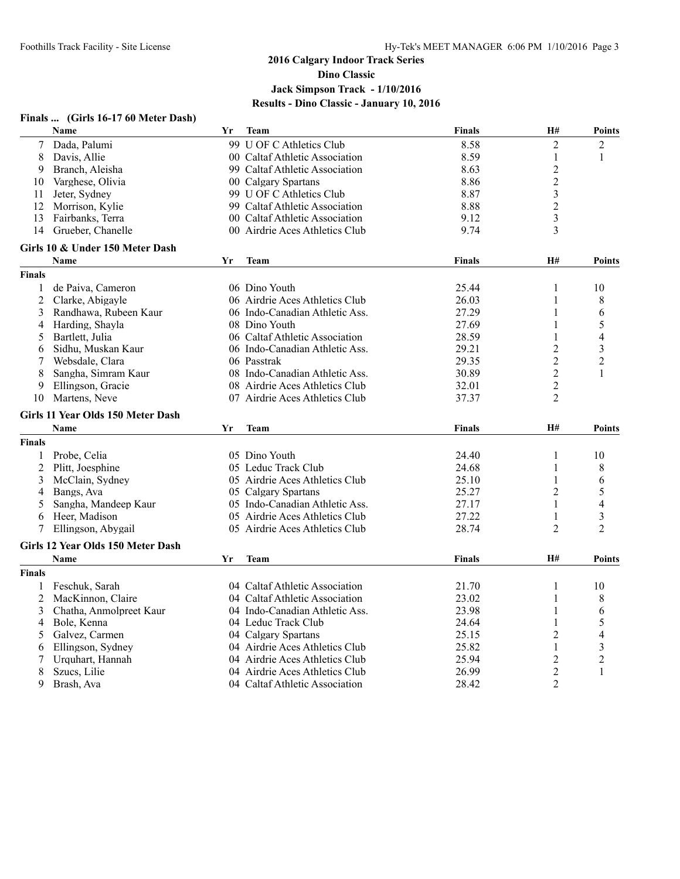## 2016 Calgary Indoor Track Series
## Dino Classic
## Jack Simpson Track - 1/10/2016
## Results - Dino Classic - January 10, 2016

### Finals ... (Girls 16-17 60 Meter Dash)

| | Name | Yr | Team | Finals | H# | Points |
|---|---|---|---|---|---|---|
| 7 | Dada, Palumi | 99 | U OF C Athletics Club | 8.58 | 2 | 2 |
| 8 | Davis, Allie | 00 | Caltaf Athletic Association | 8.59 | 1 | 1 |
| 9 | Branch, Aleisha | 99 | Caltaf Athletic Association | 8.63 | 2 | |
| 10 | Varghese, Olivia | 00 | Calgary Spartans | 8.86 | 2 | |
| 11 | Jeter, Sydney | 99 | U OF C Athletics Club | 8.87 | 3 | |
| 12 | Morrison, Kylie | 99 | Caltaf Athletic Association | 8.88 | 2 | |
| 13 | Fairbanks, Terra | 00 | Caltaf Athletic Association | 9.12 | 3 | |
| 14 | Grueber, Chanelle | 00 | Airdrie Aces Athletics Club | 9.74 | 3 | |

### Girls 10 & Under 150 Meter Dash

| | Name | Yr | Team | Finals | H# | Points |
|---|---|---|---|---|---|---|
| **Finals** | | | | | | |
| 1 | de Paiva, Cameron | 06 | Dino Youth | 25.44 | 1 | 10 |
| 2 | Clarke, Abigayle | 06 | Airdrie Aces Athletics Club | 26.03 | 1 | 8 |
| 3 | Randhawa, Rubeen Kaur | 06 | Indo-Canadian Athletic Ass. | 27.29 | 1 | 6 |
| 4 | Harding, Shayla | 08 | Dino Youth | 27.69 | 1 | 5 |
| 5 | Bartlett, Julia | 06 | Caltaf Athletic Association | 28.59 | 1 | 4 |
| 6 | Sidhu, Muskan Kaur | 06 | Indo-Canadian Athletic Ass. | 29.21 | 2 | 3 |
| 7 | Websdale, Clara | 06 | Passtrak | 29.35 | 2 | 2 |
| 8 | Sangha, Simram Kaur | 08 | Indo-Canadian Athletic Ass. | 30.89 | 2 | 1 |
| 9 | Ellingson, Gracie | 08 | Airdrie Aces Athletics Club | 32.01 | 2 | |
| 10 | Martens, Neve | 07 | Airdrie Aces Athletics Club | 37.37 | 2 | |

### Girls 11 Year Olds 150 Meter Dash

| | Name | Yr | Team | Finals | H# | Points |
|---|---|---|---|---|---|---|
| **Finals** | | | | | | |
| 1 | Probe, Celia | 05 | Dino Youth | 24.40 | 1 | 10 |
| 2 | Plitt, Joesphine | 05 | Leduc Track Club | 24.68 | 1 | 8 |
| 3 | McClain, Sydney | 05 | Airdrie Aces Athletics Club | 25.10 | 1 | 6 |
| 4 | Bangs, Ava | 05 | Calgary Spartans | 25.27 | 2 | 5 |
| 5 | Sangha, Mandeep Kaur | 05 | Indo-Canadian Athletic Ass. | 27.17 | 1 | 4 |
| 6 | Heer, Madison | 05 | Airdrie Aces Athletics Club | 27.22 | 1 | 3 |
| 7 | Ellingson, Abygail | 05 | Airdrie Aces Athletics Club | 28.74 | 2 | 2 |

### Girls 12 Year Olds 150 Meter Dash

| | Name | Yr | Team | Finals | H# | Points |
|---|---|---|---|---|---|---|
| **Finals** | | | | | | |
| 1 | Feschuk, Sarah | 04 | Caltaf Athletic Association | 21.70 | 1 | 10 |
| 2 | MacKinnon, Claire | 04 | Caltaf Athletic Association | 23.02 | 1 | 8 |
| 3 | Chatha, Anmolpreet Kaur | 04 | Indo-Canadian Athletic Ass. | 23.98 | 1 | 6 |
| 4 | Bole, Kenna | 04 | Leduc Track Club | 24.64 | 1 | 5 |
| 5 | Galvez, Carmen | 04 | Calgary Spartans | 25.15 | 2 | 4 |
| 6 | Ellingson, Sydney | 04 | Airdrie Aces Athletics Club | 25.82 | 1 | 3 |
| 7 | Urquhart, Hannah | 04 | Airdrie Aces Athletics Club | 25.94 | 2 | 2 |
| 8 | Szucs, Lilie | 04 | Airdrie Aces Athletics Club | 26.99 | 2 | 1 |
| 9 | Brash, Ava | 04 | Caltaf Athletic Association | 28.42 | 2 | |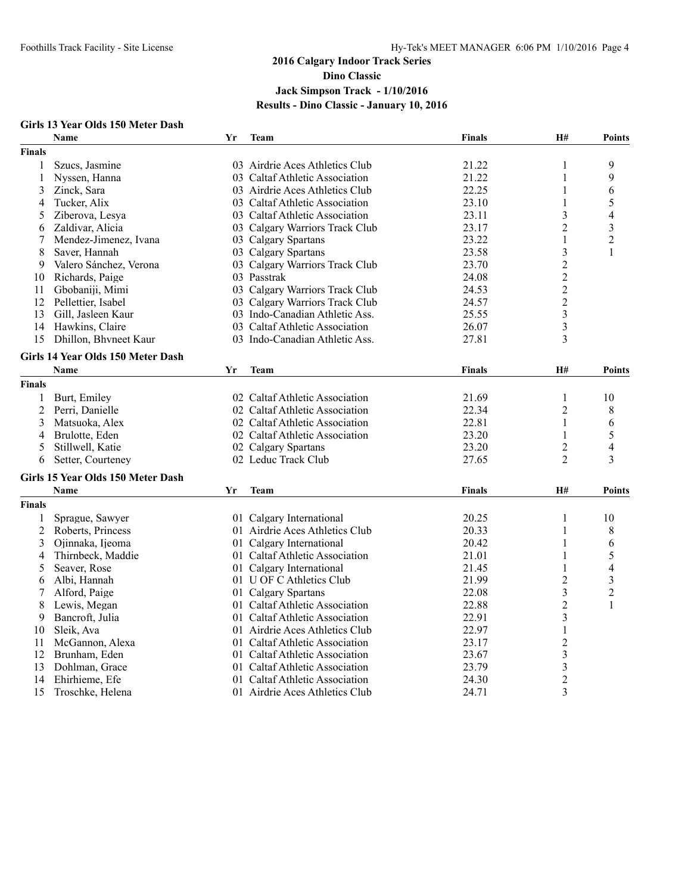## 2016 Calgary Indoor Track Series
## Dino Classic
## Jack Simpson Track - 1/10/2016
## Results - Dino Classic - January 10, 2016

### Girls 13 Year Olds 150 Meter Dash

| | Name | Yr | Team | Finals | H# | Points |
|---|---|---|---|---|---|---|
| **Finals** | | | | | | |
| 1 | Szucs, Jasmine | 03 | Airdrie Aces Athletics Club | 21.22 | 1 | 9 |
| 1 | Nyssen, Hanna | 03 | Caltaf Athletic Association | 21.22 | 1 | 9 |
| 3 | Zinck, Sara | 03 | Airdrie Aces Athletics Club | 22.25 | 1 | 6 |
| 4 | Tucker, Alix | 03 | Caltaf Athletic Association | 23.10 | 1 | 5 |
| 5 | Ziberova, Lesya | 03 | Caltaf Athletic Association | 23.11 | 3 | 4 |
| 6 | Zaldivar, Alicia | 03 | Calgary Warriors Track Club | 23.17 | 2 | 3 |
| 7 | Mendez-Jimenez, Ivana | 03 | Calgary Spartans | 23.22 | 1 | 2 |
| 8 | Saver, Hannah | 03 | Calgary Spartans | 23.58 | 3 | 1 |
| 9 | Valero Sánchez, Verona | 03 | Calgary Warriors Track Club | 23.70 | 2 | |
| 10 | Richards, Paige | 03 | Passtrak | 24.08 | 2 | |
| 11 | Gbobaniji, Mimi | 03 | Calgary Warriors Track Club | 24.53 | 2 | |
| 12 | Pellettier, Isabel | 03 | Calgary Warriors Track Club | 24.57 | 2 | |
| 13 | Gill, Jasleen Kaur | 03 | Indo-Canadian Athletic Ass. | 25.55 | 3 | |
| 14 | Hawkins, Claire | 03 | Caltaf Athletic Association | 26.07 | 3 | |
| 15 | Dhillon, Bhvneet Kaur | 03 | Indo-Canadian Athletic Ass. | 27.81 | 3 | |

### Girls 14 Year Olds 150 Meter Dash

| | Name | Yr | Team | Finals | H# | Points |
|---|---|---|---|---|---|---|
| **Finals** | | | | | | |
| 1 | Burt, Emiley | 02 | Caltaf Athletic Association | 21.69 | 1 | 10 |
| 2 | Perri, Danielle | 02 | Caltaf Athletic Association | 22.34 | 2 | 8 |
| 3 | Matsuoka, Alex | 02 | Caltaf Athletic Association | 22.81 | 1 | 6 |
| 4 | Brulotte, Eden | 02 | Caltaf Athletic Association | 23.20 | 1 | 5 |
| 5 | Stillwell, Katie | 02 | Calgary Spartans | 23.20 | 2 | 4 |
| 6 | Setter, Courteney | 02 | Leduc Track Club | 27.65 | 2 | 3 |

### Girls 15 Year Olds 150 Meter Dash

| | Name | Yr | Team | Finals | H# | Points |
|---|---|---|---|---|---|---|
| **Finals** | | | | | | |
| 1 | Sprague, Sawyer | 01 | Calgary International | 20.25 | 1 | 10 |
| 2 | Roberts, Princess | 01 | Airdrie Aces Athletics Club | 20.33 | 1 | 8 |
| 3 | Ojinnaka, Ijeoma | 01 | Calgary International | 20.42 | 1 | 6 |
| 4 | Thirnbeck, Maddie | 01 | Caltaf Athletic Association | 21.01 | 1 | 5 |
| 5 | Seaver, Rose | 01 | Calgary International | 21.45 | 1 | 4 |
| 6 | Albi, Hannah | 01 | U OF C Athletics Club | 21.99 | 2 | 3 |
| 7 | Alford, Paige | 01 | Calgary Spartans | 22.08 | 3 | 2 |
| 8 | Lewis, Megan | 01 | Caltaf Athletic Association | 22.88 | 2 | 1 |
| 9 | Bancroft, Julia | 01 | Caltaf Athletic Association | 22.91 | 3 | |
| 10 | Sleik, Ava | 01 | Airdrie Aces Athletics Club | 22.97 | 1 | |
| 11 | McGannon, Alexa | 01 | Caltaf Athletic Association | 23.17 | 2 | |
| 12 | Brunham, Eden | 01 | Caltaf Athletic Association | 23.67 | 3 | |
| 13 | Dohlman, Grace | 01 | Caltaf Athletic Association | 23.79 | 3 | |
| 14 | Ehirhieme, Efe | 01 | Caltaf Athletic Association | 24.30 | 2 | |
| 15 | Troschke, Helena | 01 | Airdrie Aces Athletics Club | 24.71 | 3 | |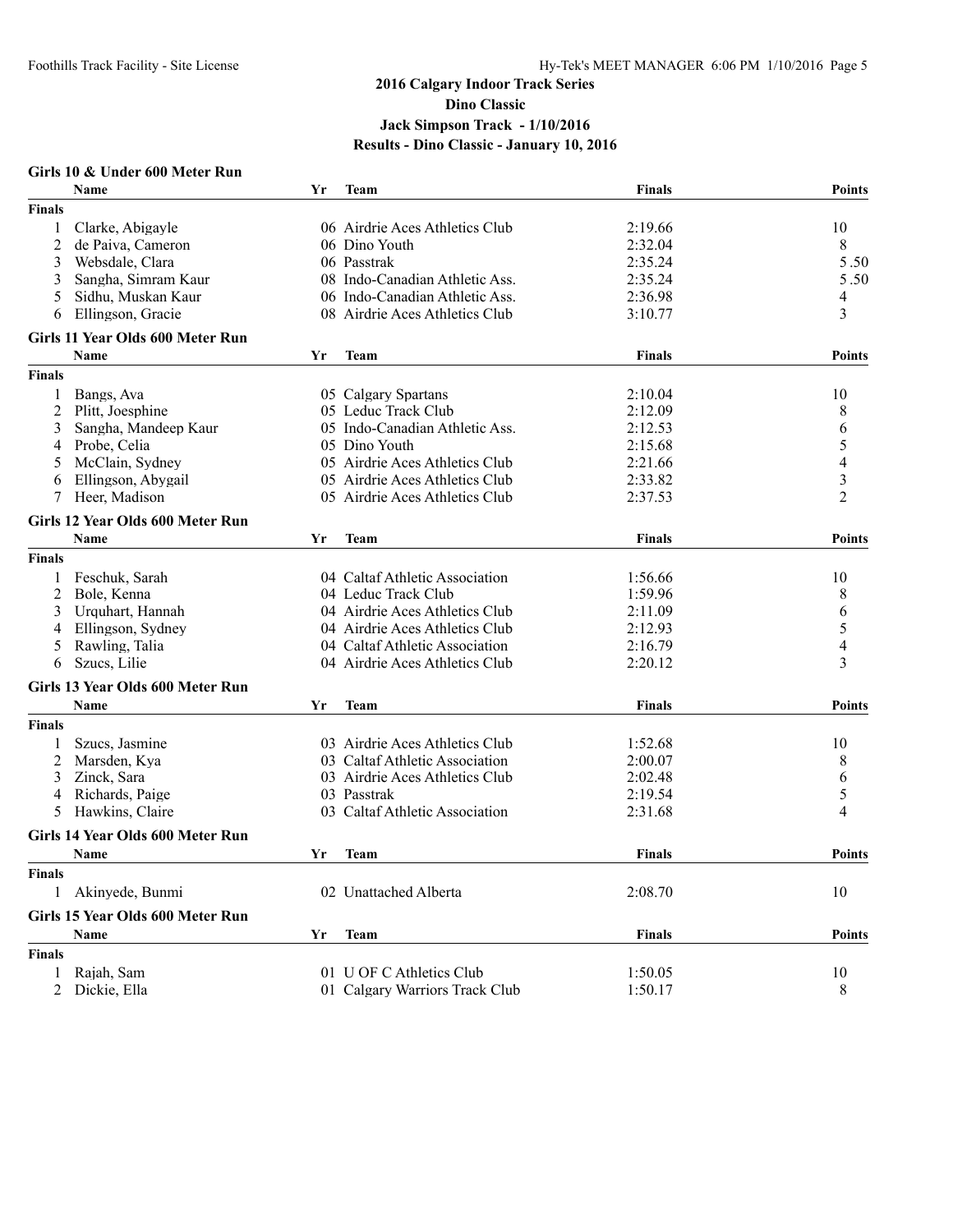**2016 Calgary Indoor Track Series**
**Dino Classic**
**Jack Simpson Track - 1/10/2016**
**Results - Dino Classic - January 10, 2016**

### Girls 10 & Under 600 Meter Run

| | Name | Yr | Team | Finals | Points |
|---|---|---|---|---|---|
| **Finals** | | | | | |
| 1 | Clarke, Abigayle | 06 | Airdrie Aces Athletics Club | 2:19.66 | 10 |
| 2 | de Paiva, Cameron | 06 | Dino Youth | 2:32.04 | 8 |
| 3 | Websdale, Clara | 06 | Passtrak | 2:35.24 | 5.50 |
| 3 | Sangha, Simram Kaur | 08 | Indo-Canadian Athletic Ass. | 2:35.24 | 5.50 |
| 5 | Sidhu, Muskan Kaur | 06 | Indo-Canadian Athletic Ass. | 2:36.98 | 4 |
| 6 | Ellingson, Gracie | 08 | Airdrie Aces Athletics Club | 3:10.77 | 3 |

### Girls 11 Year Olds 600 Meter Run

| | Name | Yr | Team | Finals | Points |
|---|---|---|---|---|---|
| **Finals** | | | | | |
| 1 | Bangs, Ava | 05 | Calgary Spartans | 2:10.04 | 10 |
| 2 | Plitt, Joesphine | 05 | Leduc Track Club | 2:12.09 | 8 |
| 3 | Sangha, Mandeep Kaur | 05 | Indo-Canadian Athletic Ass. | 2:12.53 | 6 |
| 4 | Probe, Celia | 05 | Dino Youth | 2:15.68 | 5 |
| 5 | McClain, Sydney | 05 | Airdrie Aces Athletics Club | 2:21.66 | 4 |
| 6 | Ellingson, Abygail | 05 | Airdrie Aces Athletics Club | 2:33.82 | 3 |
| 7 | Heer, Madison | 05 | Airdrie Aces Athletics Club | 2:37.53 | 2 |

### Girls 12 Year Olds 600 Meter Run

| | Name | Yr | Team | Finals | Points |
|---|---|---|---|---|---|
| **Finals** | | | | | |
| 1 | Feschuk, Sarah | 04 | Caltaf Athletic Association | 1:56.66 | 10 |
| 2 | Bole, Kenna | 04 | Leduc Track Club | 1:59.96 | 8 |
| 3 | Urquhart, Hannah | 04 | Airdrie Aces Athletics Club | 2:11.09 | 6 |
| 4 | Ellingson, Sydney | 04 | Airdrie Aces Athletics Club | 2:12.93 | 5 |
| 5 | Rawling, Talia | 04 | Caltaf Athletic Association | 2:16.79 | 4 |
| 6 | Szucs, Lilie | 04 | Airdrie Aces Athletics Club | 2:20.12 | 3 |

### Girls 13 Year Olds 600 Meter Run

| | Name | Yr | Team | Finals | Points |
|---|---|---|---|---|---|
| **Finals** | | | | | |
| 1 | Szucs, Jasmine | 03 | Airdrie Aces Athletics Club | 1:52.68 | 10 |
| 2 | Marsden, Kya | 03 | Caltaf Athletic Association | 2:00.07 | 8 |
| 3 | Zinck, Sara | 03 | Airdrie Aces Athletics Club | 2:02.48 | 6 |
| 4 | Richards, Paige | 03 | Passtrak | 2:19.54 | 5 |
| 5 | Hawkins, Claire | 03 | Caltaf Athletic Association | 2:31.68 | 4 |

### Girls 14 Year Olds 600 Meter Run

| | Name | Yr | Team | Finals | Points |
|---|---|---|---|---|---|
| **Finals** | | | | | |
| 1 | Akinyede, Bunmi | 02 | Unattached Alberta | 2:08.70 | 10 |

### Girls 15 Year Olds 600 Meter Run

| | Name | Yr | Team | Finals | Points |
|---|---|---|---|---|---|
| **Finals** | | | | | |
| 1 | Rajah, Sam | 01 | U OF C Athletics Club | 1:50.05 | 10 |
| 2 | Dickie, Ella | 01 | Calgary Warriors Track Club | 1:50.17 | 8 |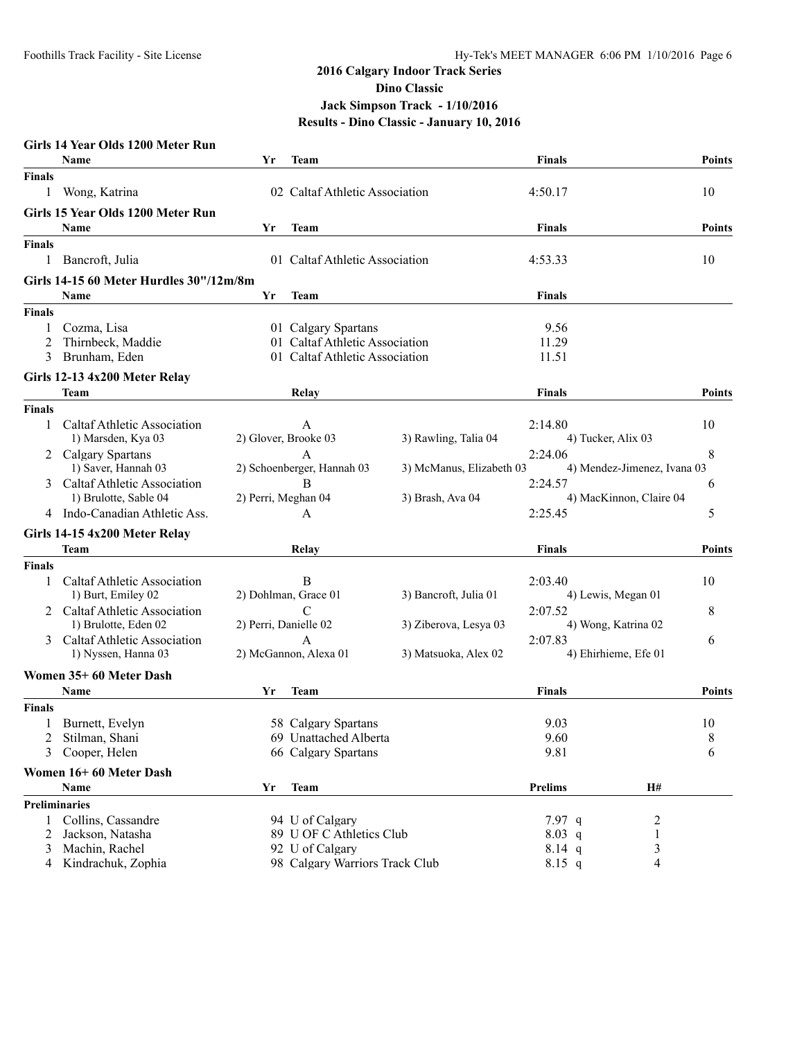## 2016 Calgary Indoor Track Series
## Dino Classic
## Jack Simpson Track - 1/10/2016
## Results - Dino Classic - January 10, 2016

### Girls 14 Year Olds 1200 Meter Run

| | Name | Yr | Team | Finals | Points |
|---|---|---|---|---|---|
| **Finals** | | | | | |
| 1 | Wong, Katrina | 02 | Caltaf Athletic Association | 4:50.17 | 10 |

### Girls 15 Year Olds 1200 Meter Run

| | Name | Yr | Team | Finals | Points |
|---|---|---|---|---|---|
| **Finals** | | | | | |
| 1 | Bancroft, Julia | 01 | Caltaf Athletic Association | 4:53.33 | 10 |

### Girls 14-15 60 Meter Hurdles 30"/12m/8m

| | Name | Yr | Team | Finals |
|---|---|---|---|---|
| **Finals** | | | | |
| 1 | Cozma, Lisa | 01 | Calgary Spartans | 9.56 |
| 2 | Thirnbeck, Maddie | 01 | Caltaf Athletic Association | 11.29 |
| 3 | Brunham, Eden | 01 | Caltaf Athletic Association | 11.51 |

### Girls 12-13 4x200 Meter Relay

| | Team | Relay | | Finals | Points |
|---|---|---|---|---|---|
| **Finals** | | | | | |
| 1 | Caltaf Athletic Association | A | | 2:14.80 | 10 |
| | 1) Marsden, Kya 03 | 2) Glover, Brooke 03 | 3) Rawling, Talia 04 | 4) Tucker, Alix 03 | |
| 2 | Calgary Spartans | A | | 2:24.06 | 8 |
| | 1) Saver, Hannah 03 | 2) Schoenberger, Hannah 03 | 3) McManus, Elizabeth 03 | 4) Mendez-Jimenez, Ivana 03 | |
| 3 | Caltaf Athletic Association | B | | 2:24.57 | 6 |
| | 1) Brulotte, Sable 04 | 2) Perri, Meghan 04 | 3) Brash, Ava 04 | 4) MacKinnon, Claire 04 | |
| 4 | Indo-Canadian Athletic Ass. | A | | 2:25.45 | 5 |

### Girls 14-15 4x200 Meter Relay

| | Team | Relay | | Finals | Points |
|---|---|---|---|---|---|
| **Finals** | | | | | |
| 1 | Caltaf Athletic Association | B | | 2:03.40 | 10 |
| | 1) Burt, Emiley 02 | 2) Dohlman, Grace 01 | 3) Bancroft, Julia 01 | 4) Lewis, Megan 01 | |
| 2 | Caltaf Athletic Association | C | | 2:07.52 | 8 |
| | 1) Brulotte, Eden 02 | 2) Perri, Danielle 02 | 3) Ziberova, Lesya 03 | 4) Wong, Katrina 02 | |
| 3 | Caltaf Athletic Association | A | | 2:07.83 | 6 |
| | 1) Nyssen, Hanna 03 | 2) McGannon, Alexa 01 | 3) Matsuoka, Alex 02 | 4) Ehirhieme, Efe 01 | |

### Women 35+ 60 Meter Dash

| | Name | Yr | Team | Finals | Points |
|---|---|---|---|---|---|
| **Finals** | | | | | |
| 1 | Burnett, Evelyn | 58 | Calgary Spartans | 9.03 | 10 |
| 2 | Stilman, Shani | 69 | Unattached Alberta | 9.60 | 8 |
| 3 | Cooper, Helen | 66 | Calgary Spartans | 9.81 | 6 |

### Women 16+ 60 Meter Dash

| | Name | Yr | Team | Prelims | H# |
|---|---|---|---|---|---|
| **Preliminaries** | | | | | |
| 1 | Collins, Cassandre | 94 | U of Calgary | 7.97 q | 2 |
| 2 | Jackson, Natasha | 89 | U OF C Athletics Club | 8.03 q | 1 |
| 3 | Machin, Rachel | 92 | U of Calgary | 8.14 q | 3 |
| 4 | Kindrachuk, Zophia | 98 | Calgary Warriors Track Club | 8.15 q | 4 |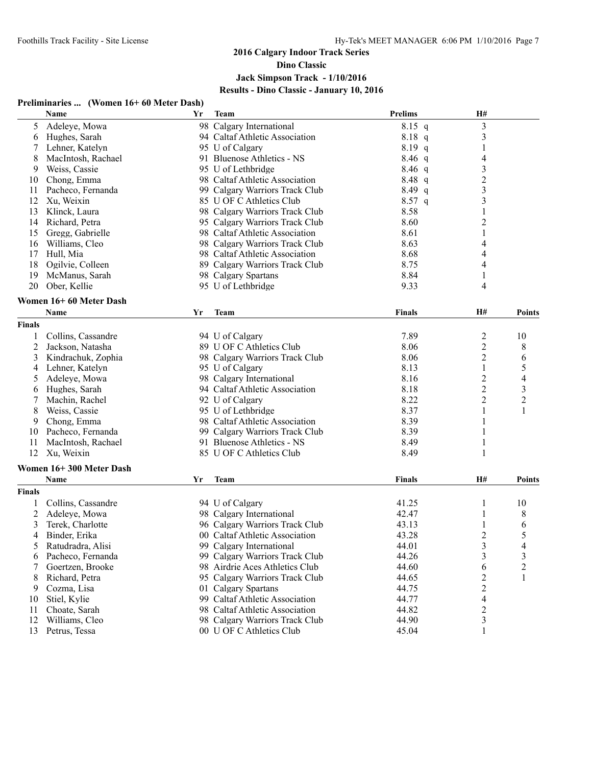## 2016 Calgary Indoor Track Series

## Dino Classic

### Jack Simpson Track - 1/10/2016

### Results - Dino Classic - January 10, 2016

**Preliminaries ... (Women 16+ 60 Meter Dash)**

| | Name | Yr | Team | Prelims | H# |
|---|---|---|---|---|---|
| 5 | Adeleye, Mowa | 98 | Calgary International | 8.15 q | 3 |
| 6 | Hughes, Sarah | 94 | Caltaf Athletic Association | 8.18 q | 3 |
| 7 | Lehner, Katelyn | 95 | U of Calgary | 8.19 q | 1 |
| 8 | MacIntosh, Rachael | 91 | Bluenose Athletics - NS | 8.46 q | 4 |
| 9 | Weiss, Cassie | 95 | U of Lethbridge | 8.46 q | 3 |
| 10 | Chong, Emma | 98 | Caltaf Athletic Association | 8.48 q | 2 |
| 11 | Pacheco, Fernanda | 99 | Calgary Warriors Track Club | 8.49 q | 3 |
| 12 | Xu, Weixin | 85 | U OF C Athletics Club | 8.57 q | 3 |
| 13 | Klinck, Laura | 98 | Calgary Warriors Track Club | 8.58 | 1 |
| 14 | Richard, Petra | 95 | Calgary Warriors Track Club | 8.60 | 2 |
| 15 | Gregg, Gabrielle | 98 | Caltaf Athletic Association | 8.61 | 1 |
| 16 | Williams, Cleo | 98 | Calgary Warriors Track Club | 8.63 | 4 |
| 17 | Hull, Mia | 98 | Caltaf Athletic Association | 8.68 | 4 |
| 18 | Ogilvie, Colleen | 89 | Calgary Warriors Track Club | 8.75 | 4 |
| 19 | McManus, Sarah | 98 | Calgary Spartans | 8.84 | 1 |
| 20 | Ober, Kellie | 95 | U of Lethbridge | 9.33 | 4 |

**Women 16+ 60 Meter Dash**

| | Name | Yr | Team | Finals | H# | Points |
|---|---|---|---|---|---|---|
| **Finals** | | | | | | |
| 1 | Collins, Cassandre | 94 | U of Calgary | 7.89 | 2 | 10 |
| 2 | Jackson, Natasha | 89 | U OF C Athletics Club | 8.06 | 2 | 8 |
| 3 | Kindrachuk, Zophia | 98 | Calgary Warriors Track Club | 8.06 | 2 | 6 |
| 4 | Lehner, Katelyn | 95 | U of Calgary | 8.13 | 1 | 5 |
| 5 | Adeleye, Mowa | 98 | Calgary International | 8.16 | 2 | 4 |
| 6 | Hughes, Sarah | 94 | Caltaf Athletic Association | 8.18 | 2 | 3 |
| 7 | Machin, Rachel | 92 | U of Calgary | 8.22 | 2 | 2 |
| 8 | Weiss, Cassie | 95 | U of Lethbridge | 8.37 | 1 | 1 |
| 9 | Chong, Emma | 98 | Caltaf Athletic Association | 8.39 | 1 | |
| 10 | Pacheco, Fernanda | 99 | Calgary Warriors Track Club | 8.39 | 1 | |
| 11 | MacIntosh, Rachael | 91 | Bluenose Athletics - NS | 8.49 | 1 | |
| 12 | Xu, Weixin | 85 | U OF C Athletics Club | 8.49 | 1 | |

**Women 16+ 300 Meter Dash**

| | Name | Yr | Team | Finals | H# | Points |
|---|---|---|---|---|---|---|
| **Finals** | | | | | | |
| 1 | Collins, Cassandre | 94 | U of Calgary | 41.25 | 1 | 10 |
| 2 | Adeleye, Mowa | 98 | Calgary International | 42.47 | 1 | 8 |
| 3 | Terek, Charlotte | 96 | Calgary Warriors Track Club | 43.13 | 1 | 6 |
| 4 | Binder, Erika | 00 | Caltaf Athletic Association | 43.28 | 2 | 5 |
| 5 | Ratudradra, Alisi | 99 | Calgary International | 44.01 | 3 | 4 |
| 6 | Pacheco, Fernanda | 99 | Calgary Warriors Track Club | 44.26 | 3 | 3 |
| 7 | Goertzen, Brooke | 98 | Airdrie Aces Athletics Club | 44.60 | 6 | 2 |
| 8 | Richard, Petra | 95 | Calgary Warriors Track Club | 44.65 | 2 | 1 |
| 9 | Cozma, Lisa | 01 | Calgary Spartans | 44.75 | 2 | |
| 10 | Stiel, Kylie | 99 | Caltaf Athletic Association | 44.77 | 4 | |
| 11 | Choate, Sarah | 98 | Caltaf Athletic Association | 44.82 | 2 | |
| 12 | Williams, Cleo | 98 | Calgary Warriors Track Club | 44.90 | 3 | |
| 13 | Petrus, Tessa | 00 | U OF C Athletics Club | 45.04 | 1 | |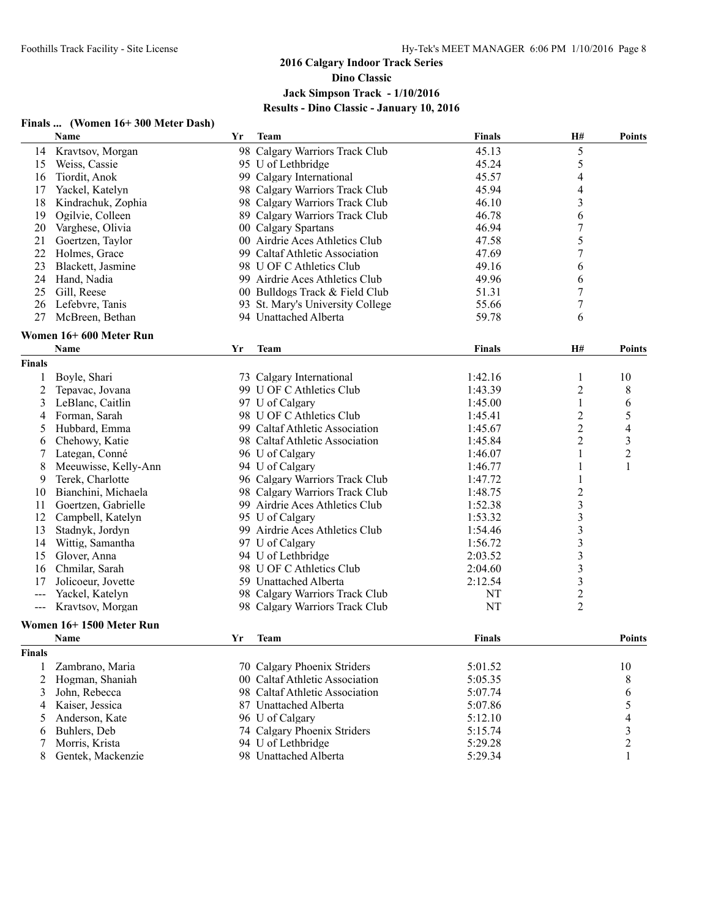## 2016 Calgary Indoor Track Series

## Dino Classic

## Jack Simpson Track - 1/10/2016

## Results - Dino Classic - January 10, 2016

### Finals ... (Women 16+ 300 Meter Dash)

| | Name | Yr | Team | Finals | H# | Points |
|---|---|---|---|---|---|---|
| 14 | Kravtsov, Morgan | 98 | Calgary Warriors Track Club | 45.13 | 5 | |
| 15 | Weiss, Cassie | 95 | U of Lethbridge | 45.24 | 5 | |
| 16 | Tiordit, Anok | 99 | Calgary International | 45.57 | 4 | |
| 17 | Yackel, Katelyn | 98 | Calgary Warriors Track Club | 45.94 | 4 | |
| 18 | Kindrachuk, Zophia | 98 | Calgary Warriors Track Club | 46.10 | 3 | |
| 19 | Ogilvie, Colleen | 89 | Calgary Warriors Track Club | 46.78 | 6 | |
| 20 | Varghese, Olivia | 00 | Calgary Spartans | 46.94 | 7 | |
| 21 | Goertzen, Taylor | 00 | Airdrie Aces Athletics Club | 47.58 | 5 | |
| 22 | Holmes, Grace | 99 | Caltaf Athletic Association | 47.69 | 7 | |
| 23 | Blackett, Jasmine | 98 | U OF C Athletics Club | 49.16 | 6 | |
| 24 | Hand, Nadia | 99 | Airdrie Aces Athletics Club | 49.96 | 6 | |
| 25 | Gill, Reese | 00 | Bulldogs Track & Field Club | 51.31 | 7 | |
| 26 | Lefebvre, Tanis | 93 | St. Mary's University College | 55.66 | 7 | |
| 27 | McBreen, Bethan | 94 | Unattached Alberta | 59.78 | 6 | |

### Women 16+ 600 Meter Run

| | Name | Yr | Team | Finals | H# | Points |
|---|---|---|---|---|---|---|
| **Finals** | | | | | | |
| 1 | Boyle, Shari | 73 | Calgary International | 1:42.16 | 1 | 10 |
| 2 | Tepavac, Jovana | 99 | U OF C Athletics Club | 1:43.39 | 2 | 8 |
| 3 | LeBlanc, Caitlin | 97 | U of Calgary | 1:45.00 | 1 | 6 |
| 4 | Forman, Sarah | 98 | U OF C Athletics Club | 1:45.41 | 2 | 5 |
| 5 | Hubbard, Emma | 99 | Caltaf Athletic Association | 1:45.67 | 2 | 4 |
| 6 | Chehowy, Katie | 98 | Caltaf Athletic Association | 1:45.84 | 2 | 3 |
| 7 | Lategan, Conné | 96 | U of Calgary | 1:46.07 | 1 | 2 |
| 8 | Meeuwisse, Kelly-Ann | 94 | U of Calgary | 1:46.77 | 1 | 1 |
| 9 | Terek, Charlotte | 96 | Calgary Warriors Track Club | 1:47.72 | 1 | |
| 10 | Bianchini, Michaela | 98 | Calgary Warriors Track Club | 1:48.75 | 2 | |
| 11 | Goertzen, Gabrielle | 99 | Airdrie Aces Athletics Club | 1:52.38 | 3 | |
| 12 | Campbell, Katelyn | 95 | U of Calgary | 1:53.32 | 3 | |
| 13 | Stadnyk, Jordyn | 99 | Airdrie Aces Athletics Club | 1:54.46 | 3 | |
| 14 | Wittig, Samantha | 97 | U of Calgary | 1:56.72 | 3 | |
| 15 | Glover, Anna | 94 | U of Lethbridge | 2:03.52 | 3 | |
| 16 | Chmilar, Sarah | 98 | U OF C Athletics Club | 2:04.60 | 3 | |
| 17 | Jolicoeur, Jovette | 59 | Unattached Alberta | 2:12.54 | 3 | |
| --- | Yackel, Katelyn | 98 | Calgary Warriors Track Club | NT | 2 | |
| --- | Kravtsov, Morgan | 98 | Calgary Warriors Track Club | NT | 2 | |

### Women 16+ 1500 Meter Run

| | Name | Yr | Team | Finals | Points |
|---|---|---|---|---|---|
| **Finals** | | | | | |
| 1 | Zambrano, Maria | 70 | Calgary Phoenix Striders | 5:01.52 | 10 |
| 2 | Hogman, Shaniah | 00 | Caltaf Athletic Association | 5:05.35 | 8 |
| 3 | John, Rebecca | 98 | Caltaf Athletic Association | 5:07.74 | 6 |
| 4 | Kaiser, Jessica | 87 | Unattached Alberta | 5:07.86 | 5 |
| 5 | Anderson, Kate | 96 | U of Calgary | 5:12.10 | 4 |
| 6 | Buhlers, Deb | 74 | Calgary Phoenix Striders | 5:15.74 | 3 |
| 7 | Morris, Krista | 94 | U of Lethbridge | 5:29.28 | 2 |
| 8 | Gentek, Mackenzie | 98 | Unattached Alberta | 5:29.34 | 1 |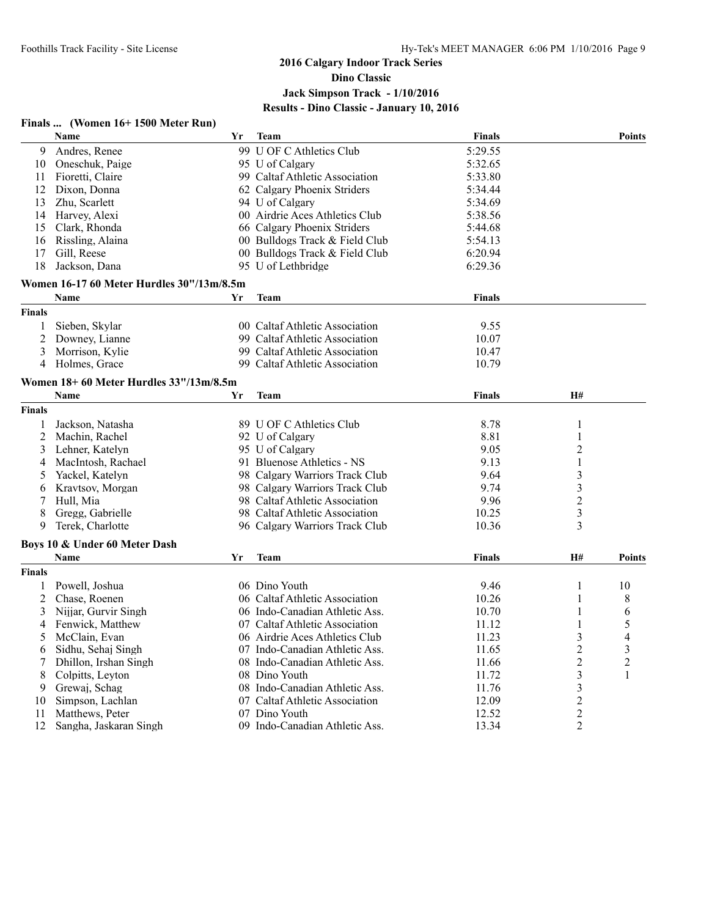## 2016 Calgary Indoor Track Series
## Dino Classic
## Jack Simpson Track - 1/10/2016
## Results - Dino Classic - January 10, 2016

### Finals ... (Women 16+ 1500 Meter Run)

| | Name | Yr | Team | Finals | Points |
|---|---|---|---|---|---|
| 9 | Andres, Renee | 99 | U OF C Athletics Club | 5:29.55 | |
| 10 | Oneschuk, Paige | 95 | U of Calgary | 5:32.65 | |
| 11 | Fioretti, Claire | 99 | Caltaf Athletic Association | 5:33.80 | |
| 12 | Dixon, Donna | 62 | Calgary Phoenix Striders | 5:34.44 | |
| 13 | Zhu, Scarlett | 94 | U of Calgary | 5:34.69 | |
| 14 | Harvey, Alexi | 00 | Airdrie Aces Athletics Club | 5:38.56 | |
| 15 | Clark, Rhonda | 66 | Calgary Phoenix Striders | 5:44.68 | |
| 16 | Rissling, Alaina | 00 | Bulldogs Track & Field Club | 5:54.13 | |
| 17 | Gill, Reese | 00 | Bulldogs Track & Field Club | 6:20.94 | |
| 18 | Jackson, Dana | 95 | U of Lethbridge | 6:29.36 | |

### Women 16-17 60 Meter Hurdles 30"/13m/8.5m

| | Name | Yr | Team | Finals |
|---|---|---|---|---|
| **Finals** | | | | |
| 1 | Sieben, Skylar | 00 | Caltaf Athletic Association | 9.55 |
| 2 | Downey, Lianne | 99 | Caltaf Athletic Association | 10.07 |
| 3 | Morrison, Kylie | 99 | Caltaf Athletic Association | 10.47 |
| 4 | Holmes, Grace | 99 | Caltaf Athletic Association | 10.79 |

### Women 18+ 60 Meter Hurdles 33"/13m/8.5m

| | Name | Yr | Team | Finals | H# |
|---|---|---|---|---|---|
| **Finals** | | | | | |
| 1 | Jackson, Natasha | 89 | U OF C Athletics Club | 8.78 | 1 |
| 2 | Machin, Rachel | 92 | U of Calgary | 8.81 | 1 |
| 3 | Lehner, Katelyn | 95 | U of Calgary | 9.05 | 2 |
| 4 | MacIntosh, Rachael | 91 | Bluenose Athletics - NS | 9.13 | 1 |
| 5 | Yackel, Katelyn | 98 | Calgary Warriors Track Club | 9.64 | 3 |
| 6 | Kravtsov, Morgan | 98 | Calgary Warriors Track Club | 9.74 | 3 |
| 7 | Hull, Mia | 98 | Caltaf Athletic Association | 9.96 | 2 |
| 8 | Gregg, Gabrielle | 98 | Caltaf Athletic Association | 10.25 | 3 |
| 9 | Terek, Charlotte | 96 | Calgary Warriors Track Club | 10.36 | 3 |

### Boys 10 & Under 60 Meter Dash

| | Name | Yr | Team | Finals | H# | Points |
|---|---|---|---|---|---|---|
| **Finals** | | | | | | |
| 1 | Powell, Joshua | 06 | Dino Youth | 9.46 | 1 | 10 |
| 2 | Chase, Roenen | 06 | Caltaf Athletic Association | 10.26 | 1 | 8 |
| 3 | Nijjar, Gurvir Singh | 06 | Indo-Canadian Athletic Ass. | 10.70 | 1 | 6 |
| 4 | Fenwick, Matthew | 07 | Caltaf Athletic Association | 11.12 | 1 | 5 |
| 5 | McClain, Evan | 06 | Airdrie Aces Athletics Club | 11.23 | 3 | 4 |
| 6 | Sidhu, Sehaj Singh | 07 | Indo-Canadian Athletic Ass. | 11.65 | 2 | 3 |
| 7 | Dhillon, Irshan Singh | 08 | Indo-Canadian Athletic Ass. | 11.66 | 2 | 2 |
| 8 | Colpitts, Leyton | 08 | Dino Youth | 11.72 | 3 | 1 |
| 9 | Grewaj, Schag | 08 | Indo-Canadian Athletic Ass. | 11.76 | 3 | |
| 10 | Simpson, Lachlan | 07 | Caltaf Athletic Association | 12.09 | 2 | |
| 11 | Matthews, Peter | 07 | Dino Youth | 12.52 | 2 | |
| 12 | Sangha, Jaskaran Singh | 09 | Indo-Canadian Athletic Ass. | 13.34 | 2 | |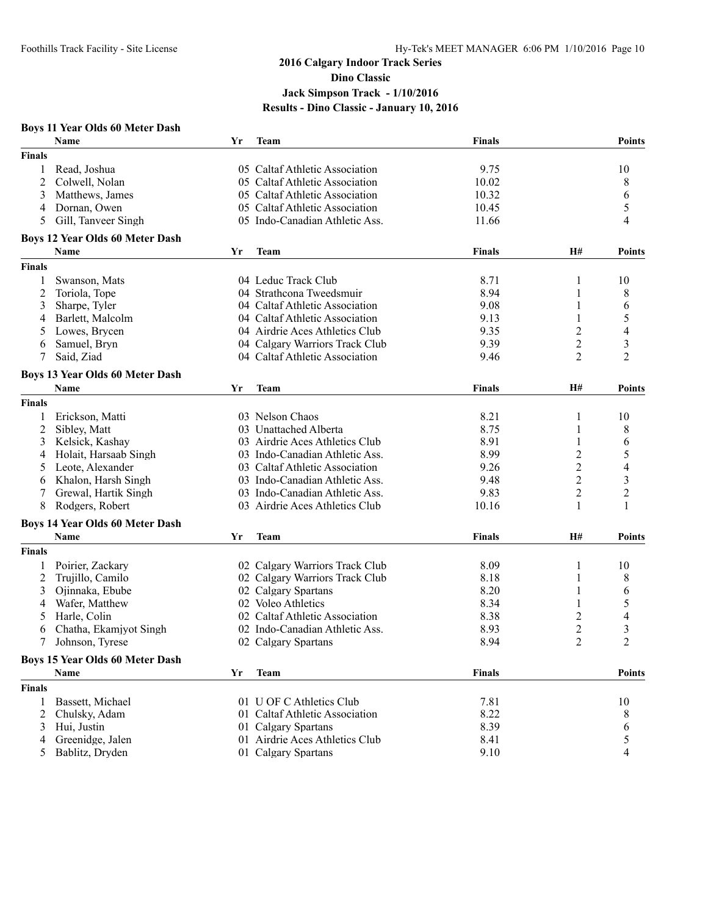# 2016 Calgary Indoor Track Series

## Dino Classic

## Jack Simpson Track - 1/10/2016

## Results - Dino Classic - January 10, 2016

### Boys 11 Year Olds 60 Meter Dash

| | Name | Yr | Team | Finals | Points |
|---|---|---|---|---|---|
| **Finals** | | | | | |
| 1 | Read, Joshua | 05 | Caltaf Athletic Association | 9.75 | 10 |
| 2 | Colwell, Nolan | 05 | Caltaf Athletic Association | 10.02 | 8 |
| 3 | Matthews, James | 05 | Caltaf Athletic Association | 10.32 | 6 |
| 4 | Dornan, Owen | 05 | Caltaf Athletic Association | 10.45 | 5 |
| 5 | Gill, Tanveer Singh | 05 | Indo-Canadian Athletic Ass. | 11.66 | 4 |

### Boys 12 Year Olds 60 Meter Dash

| | Name | Yr | Team | Finals | H# | Points |
|---|---|---|---|---|---|---|
| **Finals** | | | | | | |
| 1 | Swanson, Mats | 04 | Leduc Track Club | 8.71 | 1 | 10 |
| 2 | Toriola, Tope | 04 | Strathcona Tweedsmuir | 8.94 | 1 | 8 |
| 3 | Sharpe, Tyler | 04 | Caltaf Athletic Association | 9.08 | 1 | 6 |
| 4 | Barlett, Malcolm | 04 | Caltaf Athletic Association | 9.13 | 1 | 5 |
| 5 | Lowes, Brycen | 04 | Airdrie Aces Athletics Club | 9.35 | 2 | 4 |
| 6 | Samuel, Bryn | 04 | Calgary Warriors Track Club | 9.39 | 2 | 3 |
| 7 | Said, Ziad | 04 | Caltaf Athletic Association | 9.46 | 2 | 2 |

### Boys 13 Year Olds 60 Meter Dash

| | Name | Yr | Team | Finals | H# | Points |
|---|---|---|---|---|---|---|
| **Finals** | | | | | | |
| 1 | Erickson, Matti | 03 | Nelson Chaos | 8.21 | 1 | 10 |
| 2 | Sibley, Matt | 03 | Unattached Alberta | 8.75 | 1 | 8 |
| 3 | Kelsick, Kashay | 03 | Airdrie Aces Athletics Club | 8.91 | 1 | 6 |
| 4 | Holait, Harsaab Singh | 03 | Indo-Canadian Athletic Ass. | 8.99 | 2 | 5 |
| 5 | Leote, Alexander | 03 | Caltaf Athletic Association | 9.26 | 2 | 4 |
| 6 | Khalon, Harsh Singh | 03 | Indo-Canadian Athletic Ass. | 9.48 | 2 | 3 |
| 7 | Grewal, Hartik Singh | 03 | Indo-Canadian Athletic Ass. | 9.83 | 2 | 2 |
| 8 | Rodgers, Robert | 03 | Airdrie Aces Athletics Club | 10.16 | 1 | 1 |

### Boys 14 Year Olds 60 Meter Dash

| | Name | Yr | Team | Finals | H# | Points |
|---|---|---|---|---|---|---|
| **Finals** | | | | | | |
| 1 | Poirier, Zackary | 02 | Calgary Warriors Track Club | 8.09 | 1 | 10 |
| 2 | Trujillo, Camilo | 02 | Calgary Warriors Track Club | 8.18 | 1 | 8 |
| 3 | Ojinnaka, Ebube | 02 | Calgary Spartans | 8.20 | 1 | 6 |
| 4 | Wafer, Matthew | 02 | Voleo Athletics | 8.34 | 1 | 5 |
| 5 | Harle, Colin | 02 | Caltaf Athletic Association | 8.38 | 2 | 4 |
| 6 | Chatha, Ekamjyot Singh | 02 | Indo-Canadian Athletic Ass. | 8.93 | 2 | 3 |
| 7 | Johnson, Tyrese | 02 | Calgary Spartans | 8.94 | 2 | 2 |

### Boys 15 Year Olds 60 Meter Dash

| | Name | Yr | Team | Finals | Points |
|---|---|---|---|---|---|
| **Finals** | | | | | |
| 1 | Bassett, Michael | 01 | U OF C Athletics Club | 7.81 | 10 |
| 2 | Chulsky, Adam | 01 | Caltaf Athletic Association | 8.22 | 8 |
| 3 | Hui, Justin | 01 | Calgary Spartans | 8.39 | 6 |
| 4 | Greenidge, Jalen | 01 | Airdrie Aces Athletics Club | 8.41 | 5 |
| 5 | Bablitz, Dryden | 01 | Calgary Spartans | 9.10 | 4 |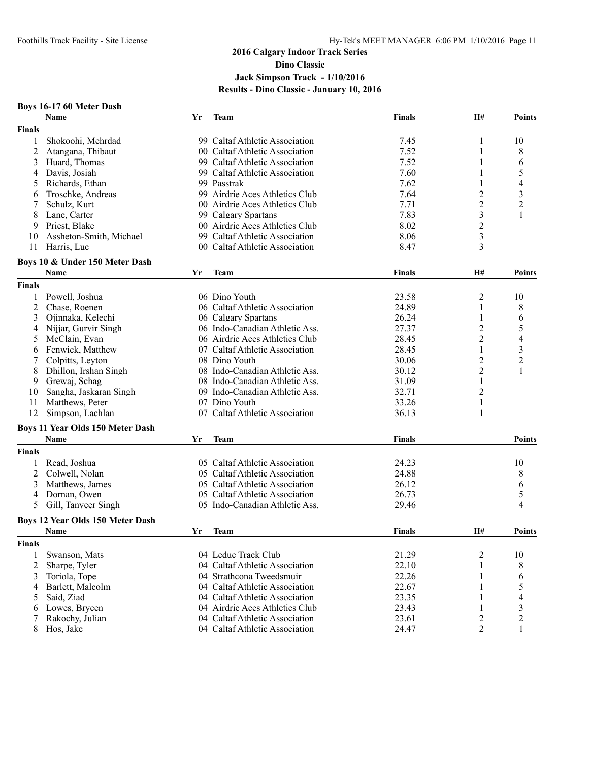# 2016 Calgary Indoor Track Series

## Dino Classic

## Jack Simpson Track - 1/10/2016

## Results - Dino Classic - January 10, 2016

### Boys 16-17 60 Meter Dash

| | Name | Yr | Team | Finals | H# | Points |
|---|---|---|---|---|---|---|
| **Finals** | | | | | | |
| 1 | Shokoohi, Mehrdad | 99 | Caltaf Athletic Association | 7.45 | 1 | 10 |
| 2 | Atangana, Thibaut | 00 | Caltaf Athletic Association | 7.52 | 1 | 8 |
| 3 | Huard, Thomas | 99 | Caltaf Athletic Association | 7.52 | 1 | 6 |
| 4 | Davis, Josiah | 99 | Caltaf Athletic Association | 7.60 | 1 | 5 |
| 5 | Richards, Ethan | 99 | Passtrak | 7.62 | 1 | 4 |
| 6 | Troschke, Andreas | 99 | Airdrie Aces Athletics Club | 7.64 | 2 | 3 |
| 7 | Schulz, Kurt | 00 | Airdrie Aces Athletics Club | 7.71 | 2 | 2 |
| 8 | Lane, Carter | 99 | Calgary Spartans | 7.83 | 3 | 1 |
| 9 | Priest, Blake | 00 | Airdrie Aces Athletics Club | 8.02 | 2 | |
| 10 | Assheton-Smith, Michael | 99 | Caltaf Athletic Association | 8.06 | 3 | |
| 11 | Harris, Luc | 00 | Caltaf Athletic Association | 8.47 | 3 | |

### Boys 10 & Under 150 Meter Dash

| | Name | Yr | Team | Finals | H# | Points |
|---|---|---|---|---|---|---|
| **Finals** | | | | | | |
| 1 | Powell, Joshua | 06 | Dino Youth | 23.58 | 2 | 10 |
| 2 | Chase, Roenen | 06 | Caltaf Athletic Association | 24.89 | 1 | 8 |
| 3 | Ojinnaka, Kelechi | 06 | Calgary Spartans | 26.24 | 1 | 6 |
| 4 | Nijjar, Gurvir Singh | 06 | Indo-Canadian Athletic Ass. | 27.37 | 2 | 5 |
| 5 | McClain, Evan | 06 | Airdrie Aces Athletics Club | 28.45 | 2 | 4 |
| 6 | Fenwick, Matthew | 07 | Caltaf Athletic Association | 28.45 | 1 | 3 |
| 7 | Colpitts, Leyton | 08 | Dino Youth | 30.06 | 2 | 2 |
| 8 | Dhillon, Irshan Singh | 08 | Indo-Canadian Athletic Ass. | 30.12 | 2 | 1 |
| 9 | Grewaj, Schag | 08 | Indo-Canadian Athletic Ass. | 31.09 | 1 | |
| 10 | Sangha, Jaskaran Singh | 09 | Indo-Canadian Athletic Ass. | 32.71 | 2 | |
| 11 | Matthews, Peter | 07 | Dino Youth | 33.26 | 1 | |
| 12 | Simpson, Lachlan | 07 | Caltaf Athletic Association | 36.13 | 1 | |

### Boys 11 Year Olds 150 Meter Dash

| | Name | Yr | Team | Finals | Points |
|---|---|---|---|---|---|
| **Finals** | | | | | |
| 1 | Read, Joshua | 05 | Caltaf Athletic Association | 24.23 | 10 |
| 2 | Colwell, Nolan | 05 | Caltaf Athletic Association | 24.88 | 8 |
| 3 | Matthews, James | 05 | Caltaf Athletic Association | 26.12 | 6 |
| 4 | Dornan, Owen | 05 | Caltaf Athletic Association | 26.73 | 5 |
| 5 | Gill, Tanveer Singh | 05 | Indo-Canadian Athletic Ass. | 29.46 | 4 |

### Boys 12 Year Olds 150 Meter Dash

| | Name | Yr | Team | Finals | H# | Points |
|---|---|---|---|---|---|---|
| **Finals** | | | | | | |
| 1 | Swanson, Mats | 04 | Leduc Track Club | 21.29 | 2 | 10 |
| 2 | Sharpe, Tyler | 04 | Caltaf Athletic Association | 22.10 | 1 | 8 |
| 3 | Toriola, Tope | 04 | Strathcona Tweedsmuir | 22.26 | 1 | 6 |
| 4 | Barlett, Malcolm | 04 | Caltaf Athletic Association | 22.67 | 1 | 5 |
| 5 | Said, Ziad | 04 | Caltaf Athletic Association | 23.35 | 1 | 4 |
| 6 | Lowes, Brycen | 04 | Airdrie Aces Athletics Club | 23.43 | 1 | 3 |
| 7 | Rakochy, Julian | 04 | Caltaf Athletic Association | 23.61 | 2 | 2 |
| 8 | Hos, Jake | 04 | Caltaf Athletic Association | 24.47 | 2 | 1 |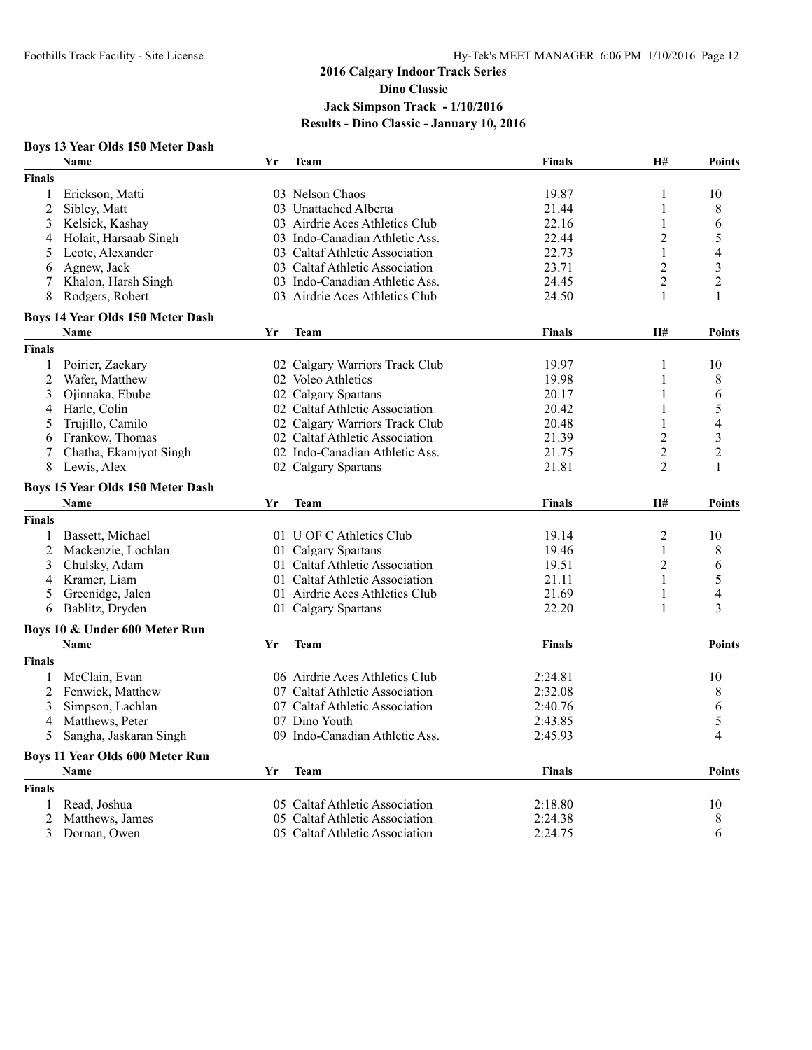# 2016 Calgary Indoor Track Series

## Dino Classic

## Jack Simpson Track - 1/10/2016

## Results - Dino Classic - January 10, 2016

### Boys 13 Year Olds 150 Meter Dash

| | Name | Yr | Team | Finals | H# | Points |
|---|---|---|---|---|---|---|
| **Finals** | | | | | | |
| 1 | Erickson, Matti | 03 | Nelson Chaos | 19.87 | 1 | 10 |
| 2 | Sibley, Matt | 03 | Unattached Alberta | 21.44 | 1 | 8 |
| 3 | Kelsick, Kashay | 03 | Airdrie Aces Athletics Club | 22.16 | 1 | 6 |
| 4 | Holait, Harsaab Singh | 03 | Indo-Canadian Athletic Ass. | 22.44 | 2 | 5 |
| 5 | Leote, Alexander | 03 | Caltaf Athletic Association | 22.73 | 1 | 4 |
| 6 | Agnew, Jack | 03 | Caltaf Athletic Association | 23.71 | 2 | 3 |
| 7 | Khalon, Harsh Singh | 03 | Indo-Canadian Athletic Ass. | 24.45 | 2 | 2 |
| 8 | Rodgers, Robert | 03 | Airdrie Aces Athletics Club | 24.50 | 1 | 1 |

### Boys 14 Year Olds 150 Meter Dash

| | Name | Yr | Team | Finals | H# | Points |
|---|---|---|---|---|---|---|
| **Finals** | | | | | | |
| 1 | Poirier, Zackary | 02 | Calgary Warriors Track Club | 19.97 | 1 | 10 |
| 2 | Wafer, Matthew | 02 | Voleo Athletics | 19.98 | 1 | 8 |
| 3 | Ojinnaka, Ebube | 02 | Calgary Spartans | 20.17 | 1 | 6 |
| 4 | Harle, Colin | 02 | Caltaf Athletic Association | 20.42 | 1 | 5 |
| 5 | Trujillo, Camilo | 02 | Calgary Warriors Track Club | 20.48 | 1 | 4 |
| 6 | Frankow, Thomas | 02 | Caltaf Athletic Association | 21.39 | 2 | 3 |
| 7 | Chatha, Ekamjyot Singh | 02 | Indo-Canadian Athletic Ass. | 21.75 | 2 | 2 |
| 8 | Lewis, Alex | 02 | Calgary Spartans | 21.81 | 2 | 1 |

### Boys 15 Year Olds 150 Meter Dash

| | Name | Yr | Team | Finals | H# | Points |
|---|---|---|---|---|---|---|
| **Finals** | | | | | | |
| 1 | Bassett, Michael | 01 | U OF C Athletics Club | 19.14 | 2 | 10 |
| 2 | Mackenzie, Lochlan | 01 | Calgary Spartans | 19.46 | 1 | 8 |
| 3 | Chulsky, Adam | 01 | Caltaf Athletic Association | 19.51 | 2 | 6 |
| 4 | Kramer, Liam | 01 | Caltaf Athletic Association | 21.11 | 1 | 5 |
| 5 | Greenidge, Jalen | 01 | Airdrie Aces Athletics Club | 21.69 | 1 | 4 |
| 6 | Bablitz, Dryden | 01 | Calgary Spartans | 22.20 | 1 | 3 |

### Boys 10 & Under 600 Meter Run

| | Name | Yr | Team | Finals | Points |
|---|---|---|---|---|---|
| **Finals** | | | | | |
| 1 | McClain, Evan | 06 | Airdrie Aces Athletics Club | 2:24.81 | 10 |
| 2 | Fenwick, Matthew | 07 | Caltaf Athletic Association | 2:32.08 | 8 |
| 3 | Simpson, Lachlan | 07 | Caltaf Athletic Association | 2:40.76 | 6 |
| 4 | Matthews, Peter | 07 | Dino Youth | 2:43.85 | 5 |
| 5 | Sangha, Jaskaran Singh | 09 | Indo-Canadian Athletic Ass. | 2:45.93 | 4 |

### Boys 11 Year Olds 600 Meter Run

| | Name | Yr | Team | Finals | Points |
|---|---|---|---|---|---|
| **Finals** | | | | | |
| 1 | Read, Joshua | 05 | Caltaf Athletic Association | 2:18.80 | 10 |
| 2 | Matthews, James | 05 | Caltaf Athletic Association | 2:24.38 | 8 |
| 3 | Dornan, Owen | 05 | Caltaf Athletic Association | 2:24.75 | 6 |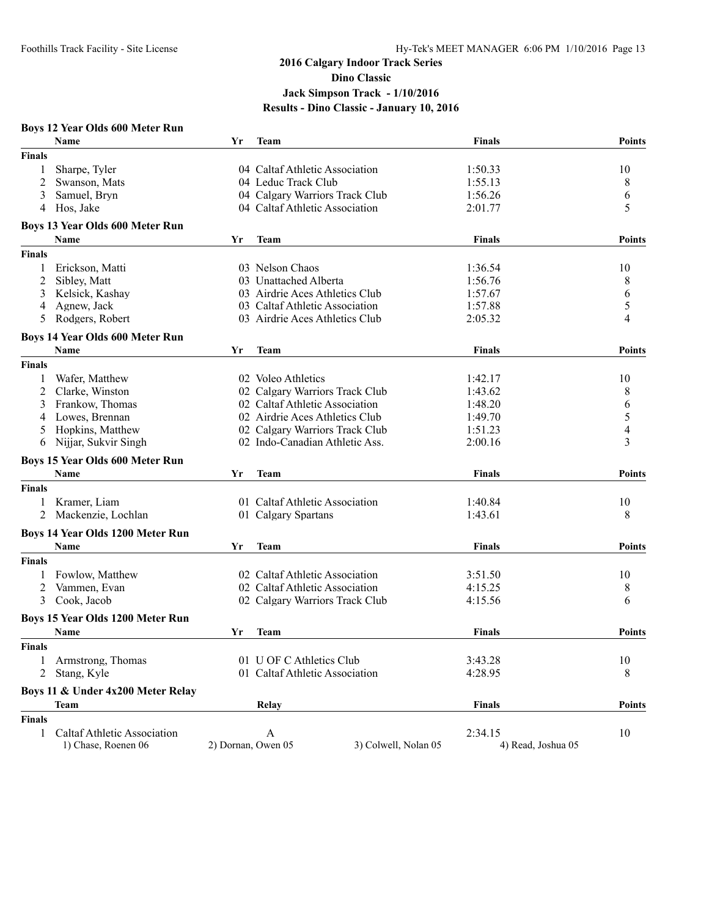# 2016 Calgary Indoor Track Series
## Dino Classic
## Jack Simpson Track - 1/10/2016
## Results - Dino Classic - January 10, 2016

### Boys 12 Year Olds 600 Meter Run

| | Name | Yr | Team | Finals | Points |
|---|---|---|---|---|---|
| **Finals** | | | | | |
| 1 | Sharpe, Tyler | 04 | Caltaf Athletic Association | 1:50.33 | 10 |
| 2 | Swanson, Mats | 04 | Leduc Track Club | 1:55.13 | 8 |
| 3 | Samuel, Bryn | 04 | Calgary Warriors Track Club | 1:56.26 | 6 |
| 4 | Hos, Jake | 04 | Caltaf Athletic Association | 2:01.77 | 5 |

### Boys 13 Year Olds 600 Meter Run

| | Name | Yr | Team | Finals | Points |
|---|---|---|---|---|---|
| **Finals** | | | | | |
| 1 | Erickson, Matti | 03 | Nelson Chaos | 1:36.54 | 10 |
| 2 | Sibley, Matt | 03 | Unattached Alberta | 1:56.76 | 8 |
| 3 | Kelsick, Kashay | 03 | Airdrie Aces Athletics Club | 1:57.67 | 6 |
| 4 | Agnew, Jack | 03 | Caltaf Athletic Association | 1:57.88 | 5 |
| 5 | Rodgers, Robert | 03 | Airdrie Aces Athletics Club | 2:05.32 | 4 |

### Boys 14 Year Olds 600 Meter Run

| | Name | Yr | Team | Finals | Points |
|---|---|---|---|---|---|
| **Finals** | | | | | |
| 1 | Wafer, Matthew | 02 | Voleo Athletics | 1:42.17 | 10 |
| 2 | Clarke, Winston | 02 | Calgary Warriors Track Club | 1:43.62 | 8 |
| 3 | Frankow, Thomas | 02 | Caltaf Athletic Association | 1:48.20 | 6 |
| 4 | Lowes, Brennan | 02 | Airdrie Aces Athletics Club | 1:49.70 | 5 |
| 5 | Hopkins, Matthew | 02 | Calgary Warriors Track Club | 1:51.23 | 4 |
| 6 | Nijjar, Sukvir Singh | 02 | Indo-Canadian Athletic Ass. | 2:00.16 | 3 |

### Boys 15 Year Olds 600 Meter Run

| | Name | Yr | Team | Finals | Points |
|---|---|---|---|---|---|
| **Finals** | | | | | |
| 1 | Kramer, Liam | 01 | Caltaf Athletic Association | 1:40.84 | 10 |
| 2 | Mackenzie, Lochlan | 01 | Calgary Spartans | 1:43.61 | 8 |

### Boys 14 Year Olds 1200 Meter Run

| | Name | Yr | Team | Finals | Points |
|---|---|---|---|---|---|
| **Finals** | | | | | |
| 1 | Fowlow, Matthew | 02 | Caltaf Athletic Association | 3:51.50 | 10 |
| 2 | Vammen, Evan | 02 | Caltaf Athletic Association | 4:15.25 | 8 |
| 3 | Cook, Jacob | 02 | Calgary Warriors Track Club | 4:15.56 | 6 |

### Boys 15 Year Olds 1200 Meter Run

| | Name | Yr | Team | Finals | Points |
|---|---|---|---|---|---|
| **Finals** | | | | | |
| 1 | Armstrong, Thomas | 01 | U OF C Athletics Club | 3:43.28 | 10 |
| 2 | Stang, Kyle | 01 | Caltaf Athletic Association | 4:28.95 | 8 |

### Boys 11 & Under 4x200 Meter Relay

| | Team | Relay | Finals | Points |
|---|---|---|---|---|
| **Finals** | | | | |
| 1 | Caltaf Athletic Association | A | 2:34.15 | 10 |

1) Chase, Roenen 06   2) Dornan, Owen 05   3) Colwell, Nolan 05   4) Read, Joshua 05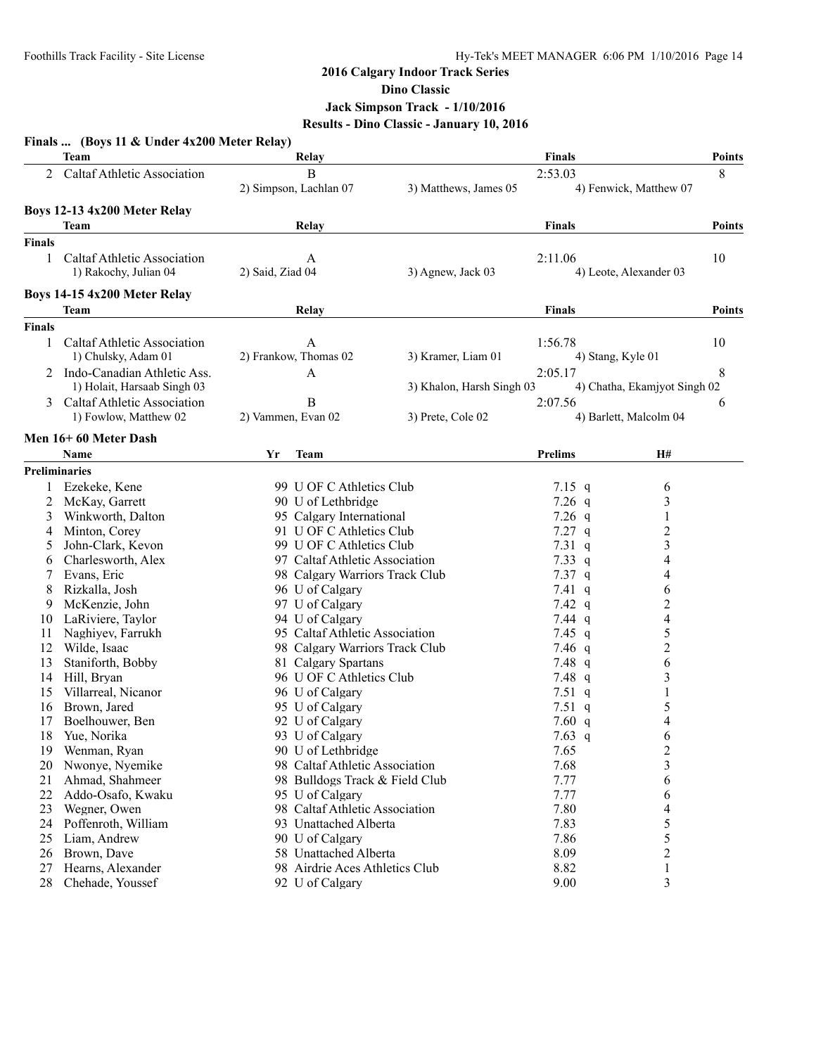## 2016 Calgary Indoor Track Series

**Dino Classic**

**Jack Simpson Track - 1/10/2016**

**Results - Dino Classic - January 10, 2016**

### Finals ... (Boys 11 & Under 4x200 Meter Relay)

| | Team | Relay | Finals | Points |
|---|---|---|---|---|
| 2 | Caltaf Athletic Association | B | 2:53.03 | 8 |
| | 2) Simpson, Lachlan 07 | 3) Matthews, James 05 | 4) Fenwick, Matthew 07 | |

### Boys 12-13 4x200 Meter Relay

| | Team | Relay | Finals | Points |
|---|---|---|---|---|
| **Finals** | | | | |
| 1 | Caltaf Athletic Association | A | 2:11.06 | 10 |
| | 1) Rakochy, Julian 04 | 2) Said, Ziad 04 | 3) Agnew, Jack 03 | 4) Leote, Alexander 03 |

### Boys 14-15 4x200 Meter Relay

| | Team | Relay | Finals | Points |
|---|---|---|---|---|
| **Finals** | | | | |
| 1 | Caltaf Athletic Association | A | 1:56.78 | 10 |
| | 1) Chulsky, Adam 01 | 2) Frankow, Thomas 02 | 3) Kramer, Liam 01 | 4) Stang, Kyle 01 |
| 2 | Indo-Canadian Athletic Ass. | A | 2:05.17 | 8 |
| | 1) Holait, Harsaab Singh 03 | | 3) Khalon, Harsh Singh 03 | 4) Chatha, Ekamjyot Singh 02 |
| 3 | Caltaf Athletic Association | B | 2:07.56 | 6 |
| | 1) Fowlow, Matthew 02 | 2) Vammen, Evan 02 | 3) Prete, Cole 02 | 4) Barlett, Malcolm 04 |

### Men 16+ 60 Meter Dash

| | Name | Yr | Team | Prelims | | H# |
|---|---|---|---|---|---|---|
| **Preliminaries** | | | | | | |
| 1 | Ezekeke, Kene | 99 | U OF C Athletics Club | 7.15 | q | 6 |
| 2 | McKay, Garrett | 90 | U of Lethbridge | 7.26 | q | 3 |
| 3 | Winkworth, Dalton | 95 | Calgary International | 7.26 | q | 1 |
| 4 | Minton, Corey | 91 | U OF C Athletics Club | 7.27 | q | 2 |
| 5 | John-Clark, Kevon | 99 | U OF C Athletics Club | 7.31 | q | 3 |
| 6 | Charlesworth, Alex | 97 | Caltaf Athletic Association | 7.33 | q | 4 |
| 7 | Evans, Eric | 98 | Calgary Warriors Track Club | 7.37 | q | 4 |
| 8 | Rizkalla, Josh | 96 | U of Calgary | 7.41 | q | 6 |
| 9 | McKenzie, John | 97 | U of Calgary | 7.42 | q | 2 |
| 10 | LaRiviere, Taylor | 94 | U of Calgary | 7.44 | q | 4 |
| 11 | Naghiyev, Farrukh | 95 | Caltaf Athletic Association | 7.45 | q | 5 |
| 12 | Wilde, Isaac | 98 | Calgary Warriors Track Club | 7.46 | q | 2 |
| 13 | Staniforth, Bobby | 81 | Calgary Spartans | 7.48 | q | 6 |
| 14 | Hill, Bryan | 96 | U OF C Athletics Club | 7.48 | q | 3 |
| 15 | Villarreal, Nicanor | 96 | U of Calgary | 7.51 | q | 1 |
| 16 | Brown, Jared | 95 | U of Calgary | 7.51 | q | 5 |
| 17 | Boelhouwer, Ben | 92 | U of Calgary | 7.60 | q | 4 |
| 18 | Yue, Norika | 93 | U of Calgary | 7.63 | q | 6 |
| 19 | Wenman, Ryan | 90 | U of Lethbridge | 7.65 | | 2 |
| 20 | Nwonye, Nyemike | 98 | Caltaf Athletic Association | 7.68 | | 3 |
| 21 | Ahmad, Shahmeer | 98 | Bulldogs Track & Field Club | 7.77 | | 6 |
| 22 | Addo-Osafo, Kwaku | 95 | U of Calgary | 7.77 | | 6 |
| 23 | Wegner, Owen | 98 | Caltaf Athletic Association | 7.80 | | 4 |
| 24 | Poffenroth, William | 93 | Unattached Alberta | 7.83 | | 5 |
| 25 | Liam, Andrew | 90 | U of Calgary | 7.86 | | 5 |
| 26 | Brown, Dave | 58 | Unattached Alberta | 8.09 | | 2 |
| 27 | Hearns, Alexander | 98 | Airdrie Aces Athletics Club | 8.82 | | 1 |
| 28 | Chehade, Youssef | 92 | U of Calgary | 9.00 | | 3 |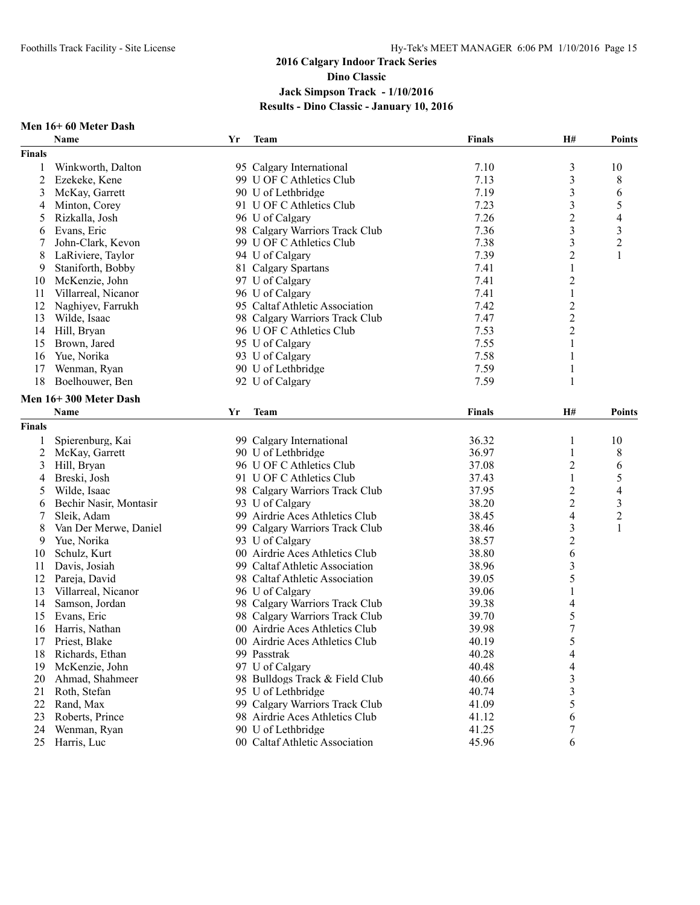# 2016 Calgary Indoor Track Series

## Dino Classic

## Jack Simpson Track - 1/10/2016

## Results - Dino Classic - January 10, 2016

### Men 16+ 60 Meter Dash

| | Name | Yr | Team | Finals | H# | Points |
|---|---|---|---|---|---|---|
| **Finals** | | | | | | |
| 1 | Winkworth, Dalton | 95 | Calgary International | 7.10 | 3 | 10 |
| 2 | Ezekeke, Kene | 99 | U OF C Athletics Club | 7.13 | 3 | 8 |
| 3 | McKay, Garrett | 90 | U of Lethbridge | 7.19 | 3 | 6 |
| 4 | Minton, Corey | 91 | U OF C Athletics Club | 7.23 | 3 | 5 |
| 5 | Rizkalla, Josh | 96 | U of Calgary | 7.26 | 2 | 4 |
| 6 | Evans, Eric | 98 | Calgary Warriors Track Club | 7.36 | 3 | 3 |
| 7 | John-Clark, Kevon | 99 | U OF C Athletics Club | 7.38 | 3 | 2 |
| 8 | LaRiviere, Taylor | 94 | U of Calgary | 7.39 | 2 | 1 |
| 9 | Staniforth, Bobby | 81 | Calgary Spartans | 7.41 | 1 | |
| 10 | McKenzie, John | 97 | U of Calgary | 7.41 | 2 | |
| 11 | Villarreal, Nicanor | 96 | U of Calgary | 7.41 | 1 | |
| 12 | Naghiyev, Farrukh | 95 | Caltaf Athletic Association | 7.42 | 2 | |
| 13 | Wilde, Isaac | 98 | Calgary Warriors Track Club | 7.47 | 2 | |
| 14 | Hill, Bryan | 96 | U OF C Athletics Club | 7.53 | 2 | |
| 15 | Brown, Jared | 95 | U of Calgary | 7.55 | 1 | |
| 16 | Yue, Norika | 93 | U of Calgary | 7.58 | 1 | |
| 17 | Wenman, Ryan | 90 | U of Lethbridge | 7.59 | 1 | |
| 18 | Boelhouwer, Ben | 92 | U of Calgary | 7.59 | 1 | |

### Men 16+ 300 Meter Dash

| | Name | Yr | Team | Finals | H# | Points |
|---|---|---|---|---|---|---|
| **Finals** | | | | | | |
| 1 | Spierenburg, Kai | 99 | Calgary International | 36.32 | 1 | 10 |
| 2 | McKay, Garrett | 90 | U of Lethbridge | 36.97 | 1 | 8 |
| 3 | Hill, Bryan | 96 | U OF C Athletics Club | 37.08 | 2 | 6 |
| 4 | Breski, Josh | 91 | U OF C Athletics Club | 37.43 | 1 | 5 |
| 5 | Wilde, Isaac | 98 | Calgary Warriors Track Club | 37.95 | 2 | 4 |
| 6 | Bechir Nasir, Montasir | 93 | U of Calgary | 38.20 | 2 | 3 |
| 7 | Sleik, Adam | 99 | Airdrie Aces Athletics Club | 38.45 | 4 | 2 |
| 8 | Van Der Merwe, Daniel | 99 | Calgary Warriors Track Club | 38.46 | 3 | 1 |
| 9 | Yue, Norika | 93 | U of Calgary | 38.57 | 2 | |
| 10 | Schulz, Kurt | 00 | Airdrie Aces Athletics Club | 38.80 | 6 | |
| 11 | Davis, Josiah | 99 | Caltaf Athletic Association | 38.96 | 3 | |
| 12 | Pareja, David | 98 | Caltaf Athletic Association | 39.05 | 5 | |
| 13 | Villarreal, Nicanor | 96 | U of Calgary | 39.06 | 1 | |
| 14 | Samson, Jordan | 98 | Calgary Warriors Track Club | 39.38 | 4 | |
| 15 | Evans, Eric | 98 | Calgary Warriors Track Club | 39.70 | 5 | |
| 16 | Harris, Nathan | 00 | Airdrie Aces Athletics Club | 39.98 | 7 | |
| 17 | Priest, Blake | 00 | Airdrie Aces Athletics Club | 40.19 | 5 | |
| 18 | Richards, Ethan | 99 | Passtrak | 40.28 | 4 | |
| 19 | McKenzie, John | 97 | U of Calgary | 40.48 | 4 | |
| 20 | Ahmad, Shahmeer | 98 | Bulldogs Track & Field Club | 40.66 | 3 | |
| 21 | Roth, Stefan | 95 | U of Lethbridge | 40.74 | 3 | |
| 22 | Rand, Max | 99 | Calgary Warriors Track Club | 41.09 | 5 | |
| 23 | Roberts, Prince | 98 | Airdrie Aces Athletics Club | 41.12 | 6 | |
| 24 | Wenman, Ryan | 90 | U of Lethbridge | 41.25 | 7 | |
| 25 | Harris, Luc | 00 | Caltaf Athletic Association | 45.96 | 6 | |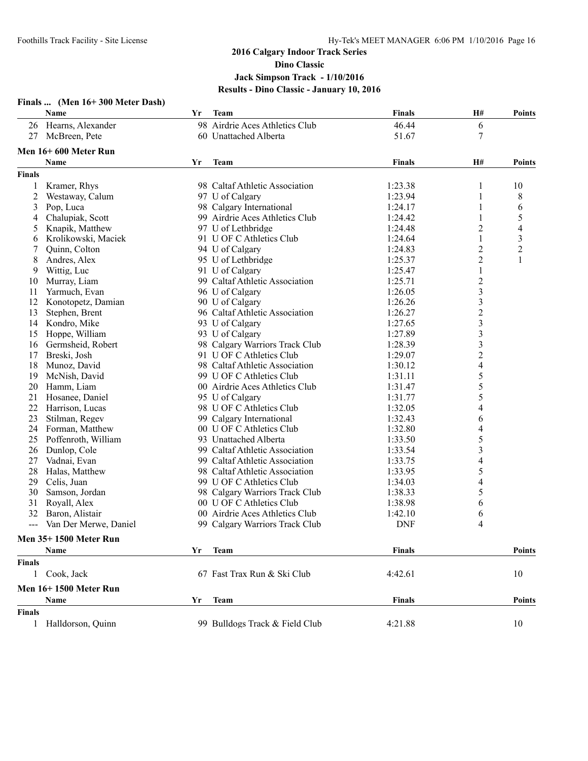# 2016 Calgary Indoor Track Series
## Dino Classic
### Jack Simpson Track - 1/10/2016
### Results - Dino Classic - January 10, 2016

**Finals ... (Men 16+ 300 Meter Dash)**

| | Name | Yr | Team | Finals | H# | Points |
|---|---|---|---|---|---|---|
| 26 | Hearns, Alexander | 98 | Airdrie Aces Athletics Club | 46.44 | 6 | |
| 27 | McBreen, Pete | 60 | Unattached Alberta | 51.67 | 7 | |

**Men 16+ 600 Meter Run**

| | Name | Yr | Team | Finals | H# | Points |
|---|---|---|---|---|---|---|
| **Finals** | | | | | | |
| 1 | Kramer, Rhys | 98 | Caltaf Athletic Association | 1:23.38 | 1 | 10 |
| 2 | Westaway, Calum | 97 | U of Calgary | 1:23.94 | 1 | 8 |
| 3 | Pop, Luca | 98 | Calgary International | 1:24.17 | 1 | 6 |
| 4 | Chalupiak, Scott | 99 | Airdrie Aces Athletics Club | 1:24.42 | 1 | 5 |
| 5 | Knapik, Matthew | 97 | U of Lethbridge | 1:24.48 | 2 | 4 |
| 6 | Krolikowski, Maciek | 91 | U OF C Athletics Club | 1:24.64 | 1 | 3 |
| 7 | Quinn, Colton | 94 | U of Calgary | 1:24.83 | 2 | 2 |
| 8 | Andres, Alex | 95 | U of Lethbridge | 1:25.37 | 2 | 1 |
| 9 | Wittig, Luc | 91 | U of Calgary | 1:25.47 | 1 | |
| 10 | Murray, Liam | 99 | Caltaf Athletic Association | 1:25.71 | 2 | |
| 11 | Yarmuch, Evan | 96 | U of Calgary | 1:26.05 | 3 | |
| 12 | Konotopetz, Damian | 90 | U of Calgary | 1:26.26 | 3 | |
| 13 | Stephen, Brent | 96 | Caltaf Athletic Association | 1:26.27 | 2 | |
| 14 | Kondro, Mike | 93 | U of Calgary | 1:27.65 | 3 | |
| 15 | Hoppe, William | 93 | U of Calgary | 1:27.89 | 3 | |
| 16 | Germsheid, Robert | 98 | Calgary Warriors Track Club | 1:28.39 | 3 | |
| 17 | Breski, Josh | 91 | U OF C Athletics Club | 1:29.07 | 2 | |
| 18 | Munoz, David | 98 | Caltaf Athletic Association | 1:30.12 | 4 | |
| 19 | McNish, David | 99 | U OF C Athletics Club | 1:31.11 | 5 | |
| 20 | Hamm, Liam | 00 | Airdrie Aces Athletics Club | 1:31.47 | 5 | |
| 21 | Hosanee, Daniel | 95 | U of Calgary | 1:31.77 | 5 | |
| 22 | Harrison, Lucas | 98 | U OF C Athletics Club | 1:32.05 | 4 | |
| 23 | Stilman, Regev | 99 | Calgary International | 1:32.43 | 6 | |
| 24 | Forman, Matthew | 00 | U OF C Athletics Club | 1:32.80 | 4 | |
| 25 | Poffenroth, William | 93 | Unattached Alberta | 1:33.50 | 5 | |
| 26 | Dunlop, Cole | 99 | Caltaf Athletic Association | 1:33.54 | 3 | |
| 27 | Vadnai, Evan | 99 | Caltaf Athletic Association | 1:33.75 | 4 | |
| 28 | Halas, Matthew | 98 | Caltaf Athletic Association | 1:33.95 | 5 | |
| 29 | Celis, Juan | 99 | U OF C Athletics Club | 1:34.03 | 4 | |
| 30 | Samson, Jordan | 98 | Calgary Warriors Track Club | 1:38.33 | 5 | |
| 31 | Royall, Alex | 00 | U OF C Athletics Club | 1:38.98 | 6 | |
| 32 | Baron, Alistair | 00 | Airdrie Aces Athletics Club | 1:42.10 | 6 | |
| --- | Van Der Merwe, Daniel | 99 | Calgary Warriors Track Club | DNF | 4 | |

**Men 35+ 1500 Meter Run**

| | Name | Yr | Team | Finals | Points |
|---|---|---|---|---|---|
| **Finals** | | | | | |
| 1 | Cook, Jack | 67 | Fast Trax Run & Ski Club | 4:42.61 | 10 |

**Men 16+ 1500 Meter Run**

| | Name | Yr | Team | Finals | Points |
|---|---|---|---|---|---|
| **Finals** | | | | | |
| 1 | Halldorson, Quinn | 99 | Bulldogs Track & Field Club | 4:21.88 | 10 |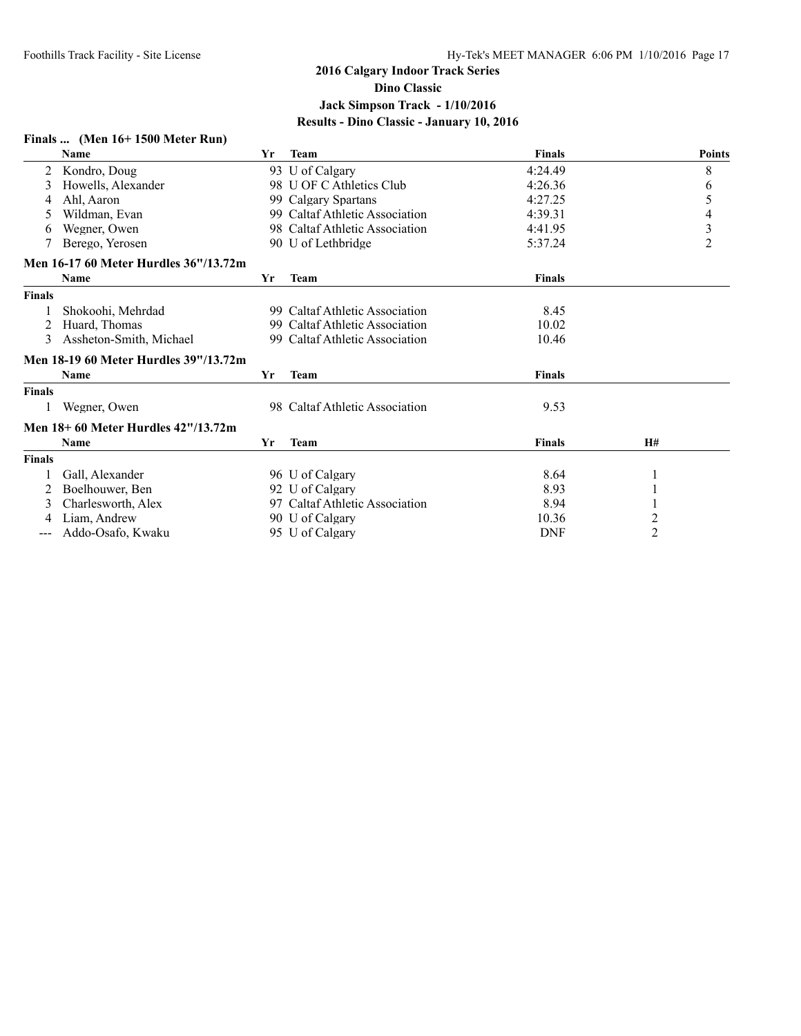## 2016 Calgary Indoor Track Series
## Dino Classic
## Jack Simpson Track - 1/10/2016
## Results - Dino Classic - January 10, 2016

### Finals ... (Men 16+ 1500 Meter Run)

| | Name | Yr | Team | Finals | Points |
|---|---|---|---|---|---|
| 2 | Kondro, Doug | 93 | U of Calgary | 4:24.49 | 8 |
| 3 | Howells, Alexander | 98 | U OF C Athletics Club | 4:26.36 | 6 |
| 4 | Ahl, Aaron | 99 | Calgary Spartans | 4:27.25 | 5 |
| 5 | Wildman, Evan | 99 | Caltaf Athletic Association | 4:39.31 | 4 |
| 6 | Wegner, Owen | 98 | Caltaf Athletic Association | 4:41.95 | 3 |
| 7 | Berego, Yerosen | 90 | U of Lethbridge | 5:37.24 | 2 |

### Men 16-17 60 Meter Hurdles 36"/13.72m

| | Name | Yr | Team | Finals |
|---|---|---|---|---|
| **Finals** | | | | |
| 1 | Shokoohi, Mehrdad | 99 | Caltaf Athletic Association | 8.45 |
| 2 | Huard, Thomas | 99 | Caltaf Athletic Association | 10.02 |
| 3 | Assheton-Smith, Michael | 99 | Caltaf Athletic Association | 10.46 |

### Men 18-19 60 Meter Hurdles 39"/13.72m

| | Name | Yr | Team | Finals |
|---|---|---|---|---|
| **Finals** | | | | |
| 1 | Wegner, Owen | 98 | Caltaf Athletic Association | 9.53 |

### Men 18+ 60 Meter Hurdles 42"/13.72m

| | Name | Yr | Team | Finals | H# |
|---|---|---|---|---|---|
| **Finals** | | | | | |
| 1 | Gall, Alexander | 96 | U of Calgary | 8.64 | 1 |
| 2 | Boelhouwer, Ben | 92 | U of Calgary | 8.93 | 1 |
| 3 | Charlesworth, Alex | 97 | Caltaf Athletic Association | 8.94 | 1 |
| 4 | Liam, Andrew | 90 | U of Calgary | 10.36 | 2 |
| --- | Addo-Osafo, Kwaku | 95 | U of Calgary | DNF | 2 |